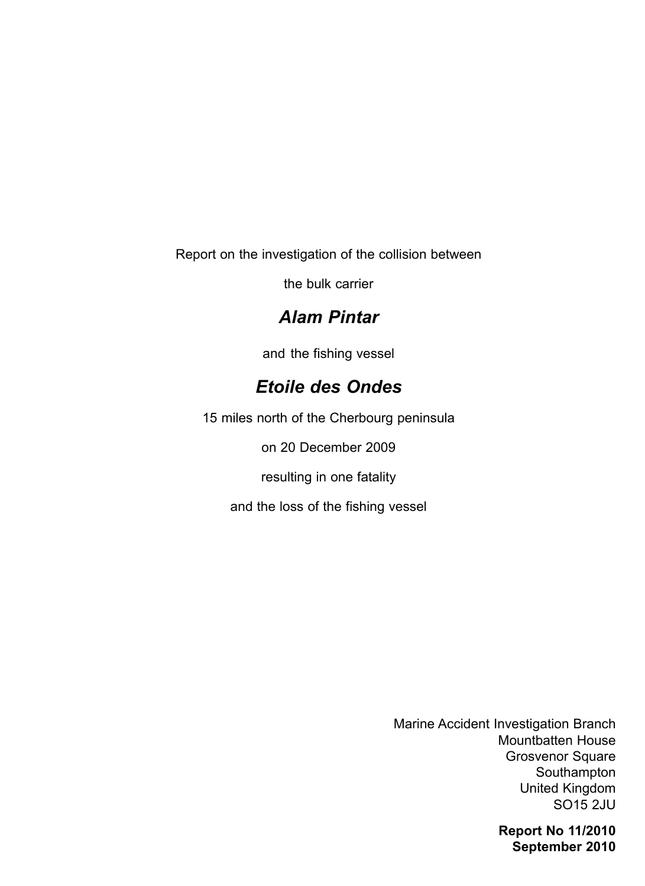Report on the investigation of the collision between

the bulk carrier

# *Alam Pintar*

and the fishing vessel

# *Etoile des Ondes*

15 miles north of the Cherbourg peninsula

on 20 December 2009

resulting in one fatality

and the loss of the fishing vessel

Marine Accident Investigation Branch
Mountbatten House
Grosvenor Square
Southampton
United Kingdom
SO15 2JU

**Report No 11/2010**
**September 2010**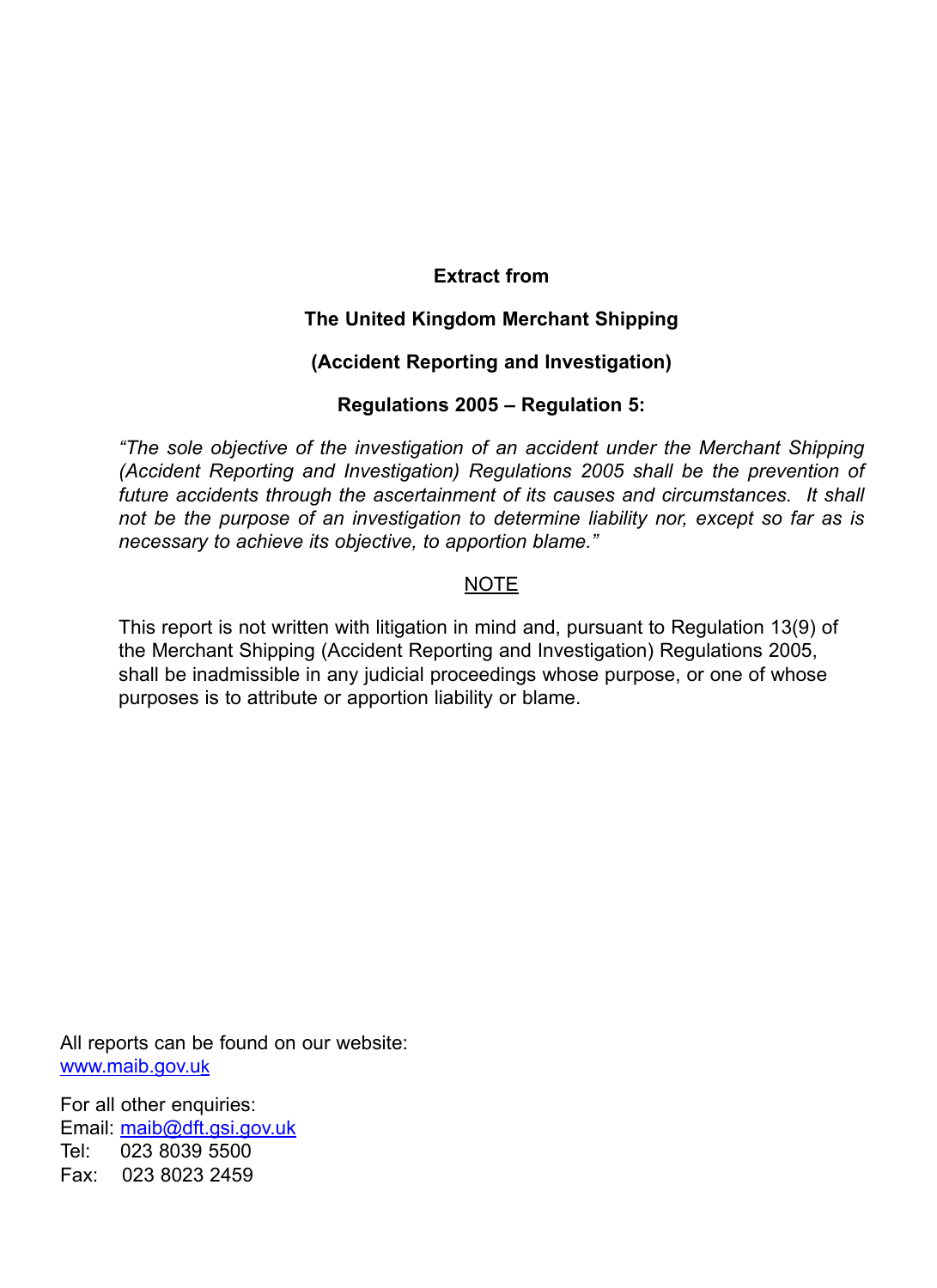**Extract from**

**The United Kingdom Merchant Shipping**

**(Accident Reporting and Investigation)**

**Regulations 2005 – Regulation 5:**

*"The sole objective of the investigation of an accident under the Merchant Shipping (Accident Reporting and Investigation) Regulations 2005 shall be the prevention of future accidents through the ascertainment of its causes and circumstances. It shall not be the purpose of an investigation to determine liability nor, except so far as is necessary to achieve its objective, to apportion blame."*

NOTE

This report is not written with litigation in mind and, pursuant to Regulation 13(9) of the Merchant Shipping (Accident Reporting and Investigation) Regulations 2005, shall be inadmissible in any judicial proceedings whose purpose, or one of whose purposes is to attribute or apportion liability or blame.

All reports can be found on our website:
www.maib.gov.uk

For all other enquiries:
Email: maib@dft.gsi.gov.uk
Tel: 023 8039 5500
Fax: 023 8023 2459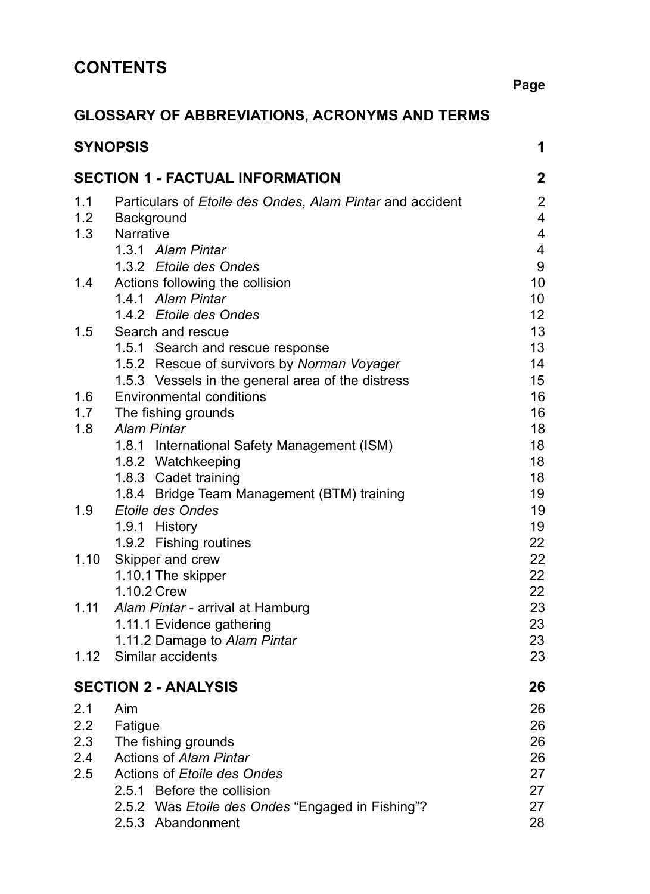# CONTENTS

| | | Page |
|---|---|---|
| **GLOSSARY OF ABBREVIATIONS, ACRONYMS AND TERMS** | | |
| **SYNOPSIS** | | **1** |
| **SECTION 1 - FACTUAL INFORMATION** | | **2** |
| 1.1 | Particulars of *Etoile des Ondes*, *Alam Pintar* and accident | 2 |
| 1.2 | Background | 4 |
| 1.3 | Narrative | 4 |
| | 1.3.1 *Alam Pintar* | 4 |
| | 1.3.2 *Etoile des Ondes* | 9 |
| 1.4 | Actions following the collision | 10 |
| | 1.4.1 *Alam Pintar* | 10 |
| | 1.4.2 *Etoile des Ondes* | 12 |
| 1.5 | Search and rescue | 13 |
| | 1.5.1 Search and rescue response | 13 |
| | 1.5.2 Rescue of survivors by *Norman Voyager* | 14 |
| | 1.5.3 Vessels in the general area of the distress | 15 |
| 1.6 | Environmental conditions | 16 |
| 1.7 | The fishing grounds | 16 |
| 1.8 | *Alam Pintar* | 18 |
| | 1.8.1 International Safety Management (ISM) | 18 |
| | 1.8.2 Watchkeeping | 18 |
| | 1.8.3 Cadet training | 18 |
| | 1.8.4 Bridge Team Management (BTM) training | 19 |
| 1.9 | *Etoile des Ondes* | 19 |
| | 1.9.1 History | 19 |
| | 1.9.2 Fishing routines | 22 |
| 1.10 | Skipper and crew | 22 |
| | 1.10.1 The skipper | 22 |
| | 1.10.2 Crew | 22 |
| 1.11 | *Alam Pintar* - arrival at Hamburg | 23 |
| | 1.11.1 Evidence gathering | 23 |
| | 1.11.2 Damage to *Alam Pintar* | 23 |
| 1.12 | Similar accidents | 23 |
| **SECTION 2 - ANALYSIS** | | **26** |
| 2.1 | Aim | 26 |
| 2.2 | Fatigue | 26 |
| 2.3 | The fishing grounds | 26 |
| 2.4 | Actions of *Alam Pintar* | 26 |
| 2.5 | Actions of *Etoile des Ondes* | 27 |
| | 2.5.1 Before the collision | 27 |
| | 2.5.2 Was *Etoile des Ondes* "Engaged in Fishing"? | 27 |
| | 2.5.3 Abandonment | 28 |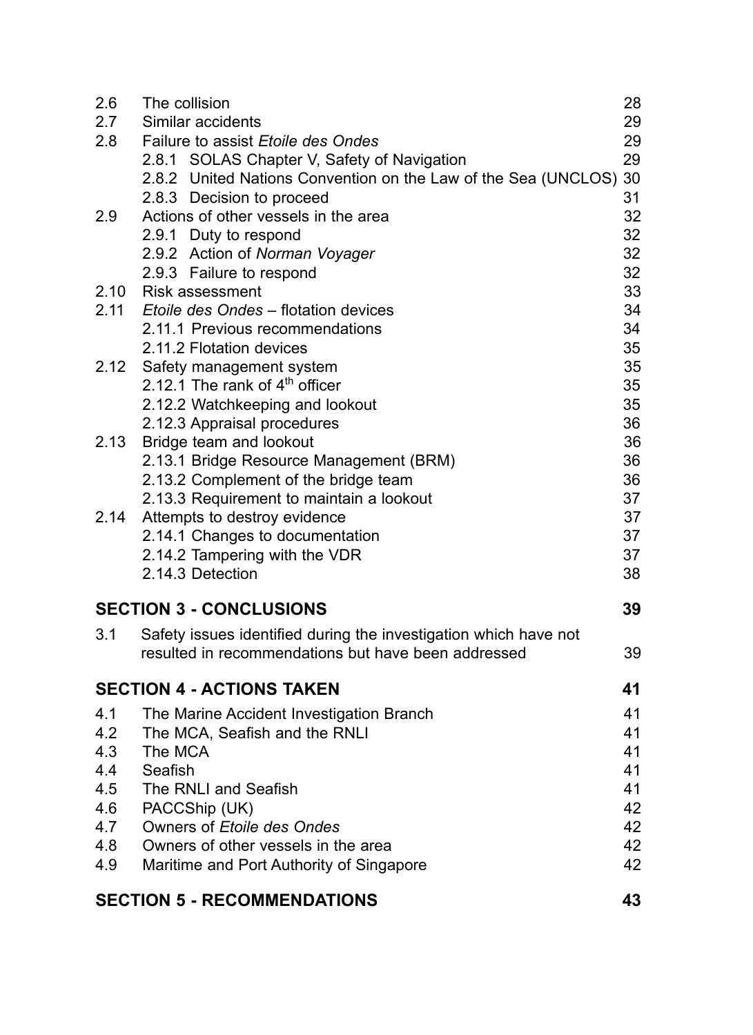| | | |
|---|---|---|
| 2.6 | The collision | 28 |
| 2.7 | Similar accidents | 29 |
| 2.8 | Failure to assist *Etoile des Ondes* | 29 |
| | 2.8.1 SOLAS Chapter V, Safety of Navigation | 29 |
| | 2.8.2 United Nations Convention on the Law of the Sea (UNCLOS) | 30 |
| | 2.8.3 Decision to proceed | 31 |
| 2.9 | Actions of other vessels in the area | 32 |
| | 2.9.1 Duty to respond | 32 |
| | 2.9.2 Action of *Norman Voyager* | 32 |
| | 2.9.3 Failure to respond | 32 |
| 2.10 | Risk assessment | 33 |
| 2.11 | *Etoile des Ondes* – flotation devices | 34 |
| | 2.11.1 Previous recommendations | 34 |
| | 2.11.2 Flotation devices | 35 |
| 2.12 | Safety management system | 35 |
| | 2.12.1 The rank of 4th officer | 35 |
| | 2.12.2 Watchkeeping and lookout | 35 |
| | 2.12.3 Appraisal procedures | 36 |
| 2.13 | Bridge team and lookout | 36 |
| | 2.13.1 Bridge Resource Management (BRM) | 36 |
| | 2.13.2 Complement of the bridge team | 36 |
| | 2.13.3 Requirement to maintain a lookout | 37 |
| 2.14 | Attempts to destroy evidence | 37 |
| | 2.14.1 Changes to documentation | 37 |
| | 2.14.2 Tampering with the VDR | 37 |
| | 2.14.3 Detection | 38 |

**SECTION 3 - CONCLUSIONS** 39

| | | |
|---|---|---|
| 3.1 | Safety issues identified during the investigation which have not resulted in recommendations but have been addressed | 39 |

**SECTION 4 - ACTIONS TAKEN** 41

| | | |
|---|---|---|
| 4.1 | The Marine Accident Investigation Branch | 41 |
| 4.2 | The MCA, Seafish and the RNLI | 41 |
| 4.3 | The MCA | 41 |
| 4.4 | Seafish | 41 |
| 4.5 | The RNLI and Seafish | 41 |
| 4.6 | PACCShip (UK) | 42 |
| 4.7 | Owners of *Etoile des Ondes* | 42 |
| 4.8 | Owners of other vessels in the area | 42 |
| 4.9 | Maritime and Port Authority of Singapore | 42 |

**SECTION 5 - RECOMMENDATIONS** 43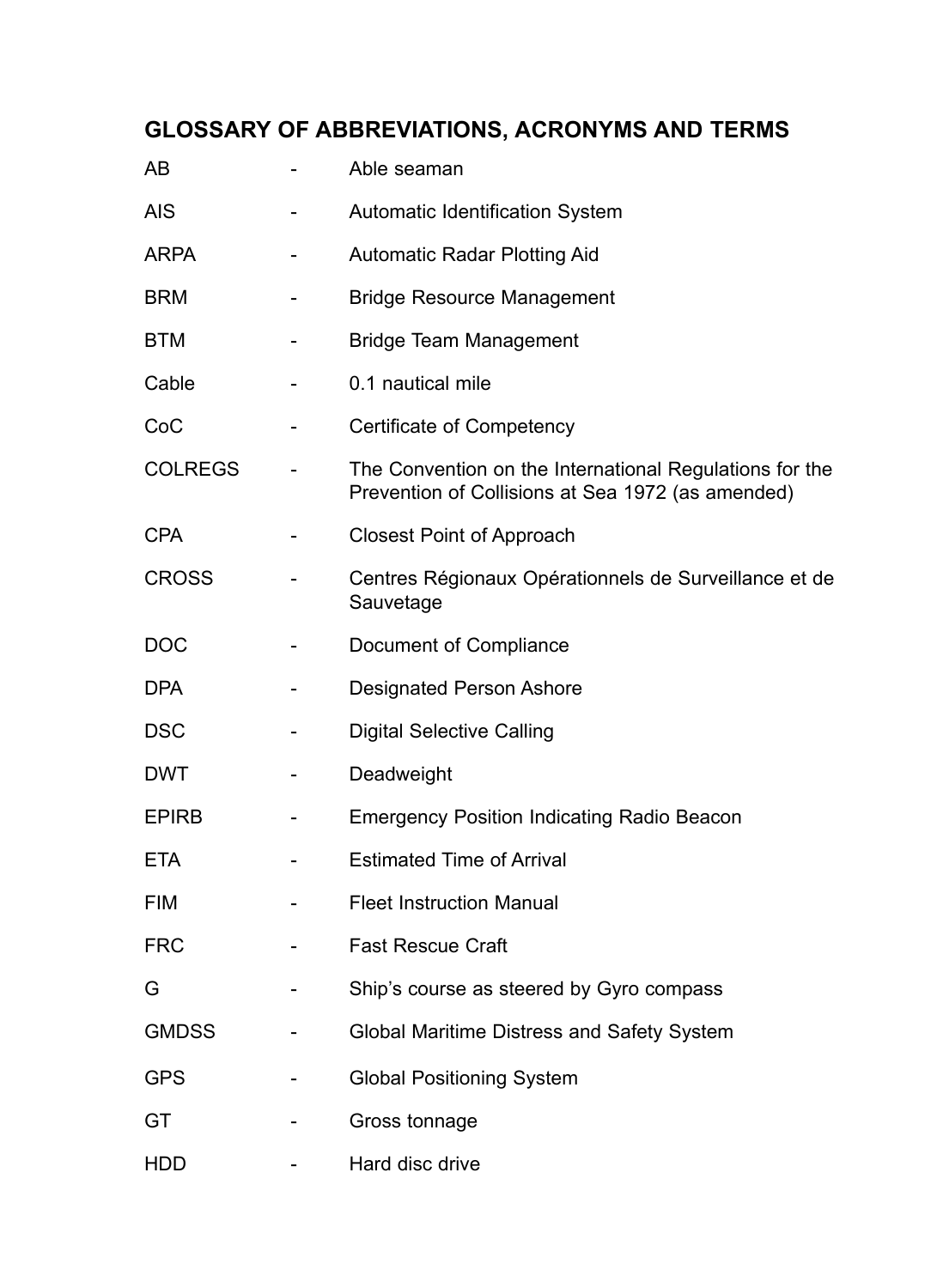## GLOSSARY OF ABBREVIATIONS, ACRONYMS AND TERMS

| | | |
|---|---|---|
| AB | - | Able seaman |
| AIS | - | Automatic Identification System |
| ARPA | - | Automatic Radar Plotting Aid |
| BRM | - | Bridge Resource Management |
| BTM | - | Bridge Team Management |
| Cable | - | 0.1 nautical mile |
| CoC | - | Certificate of Competency |
| COLREGS | - | The Convention on the International Regulations for the Prevention of Collisions at Sea 1972 (as amended) |
| CPA | - | Closest Point of Approach |
| CROSS | - | Centres Régionaux Opérationnels de Surveillance et de Sauvetage |
| DOC | - | Document of Compliance |
| DPA | - | Designated Person Ashore |
| DSC | - | Digital Selective Calling |
| DWT | - | Deadweight |
| EPIRB | - | Emergency Position Indicating Radio Beacon |
| ETA | - | Estimated Time of Arrival |
| FIM | - | Fleet Instruction Manual |
| FRC | - | Fast Rescue Craft |
| G | - | Ship's course as steered by Gyro compass |
| GMDSS | - | Global Maritime Distress and Safety System |
| GPS | - | Global Positioning System |
| GT | - | Gross tonnage |
| HDD | - | Hard disc drive |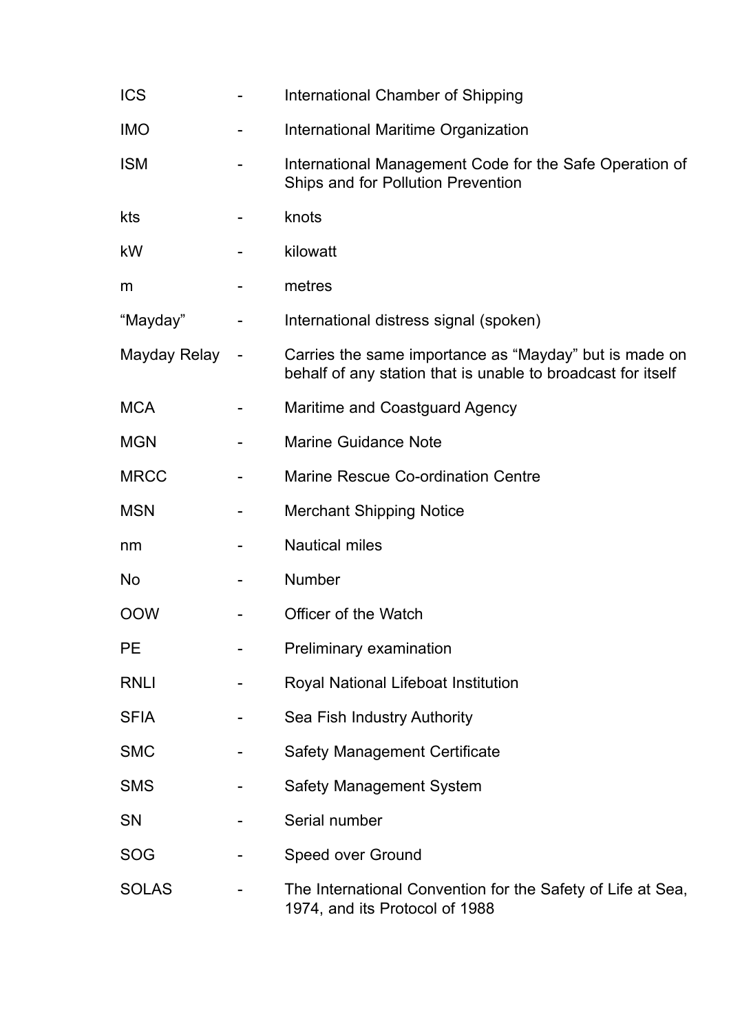| | | |
|---|---|---|
| ICS | - | International Chamber of Shipping |
| IMO | - | International Maritime Organization |
| ISM | - | International Management Code for the Safe Operation of Ships and for Pollution Prevention |
| kts | - | knots |
| kW | - | kilowatt |
| m | - | metres |
| "Mayday" | - | International distress signal (spoken) |
| Mayday Relay | - | Carries the same importance as "Mayday" but is made on behalf of any station that is unable to broadcast for itself |
| MCA | - | Maritime and Coastguard Agency |
| MGN | - | Marine Guidance Note |
| MRCC | - | Marine Rescue Co-ordination Centre |
| MSN | - | Merchant Shipping Notice |
| nm | - | Nautical miles |
| No | - | Number |
| OOW | - | Officer of the Watch |
| PE | - | Preliminary examination |
| RNLI | - | Royal National Lifeboat Institution |
| SFIA | - | Sea Fish Industry Authority |
| SMC | - | Safety Management Certificate |
| SMS | - | Safety Management System |
| SN | - | Serial number |
| SOG | - | Speed over Ground |
| SOLAS | - | The International Convention for the Safety of Life at Sea, 1974, and its Protocol of 1988 |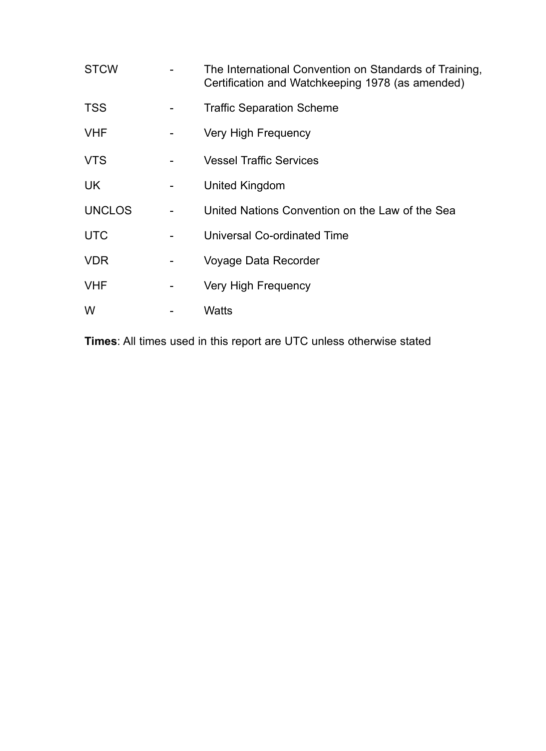| | | |
|---|---|---|
| STCW | - | The International Convention on Standards of Training, Certification and Watchkeeping 1978 (as amended) |
| TSS | - | Traffic Separation Scheme |
| VHF | - | Very High Frequency |
| VTS | - | Vessel Traffic Services |
| UK | - | United Kingdom |
| UNCLOS | - | United Nations Convention on the Law of the Sea |
| UTC | - | Universal Co-ordinated Time |
| VDR | - | Voyage Data Recorder |
| VHF | - | Very High Frequency |
| W | - | Watts |

**Times**: All times used in this report are UTC unless otherwise stated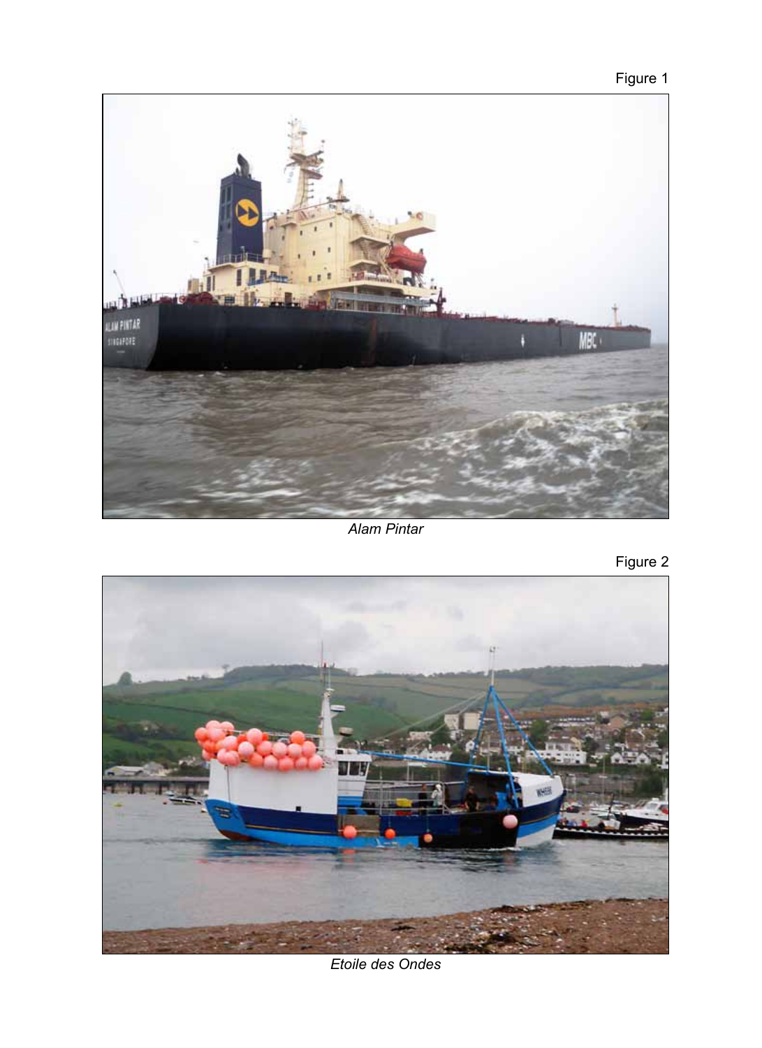Figure 1

*Alam Pintar*

Figure 2

*Etoile des Ondes*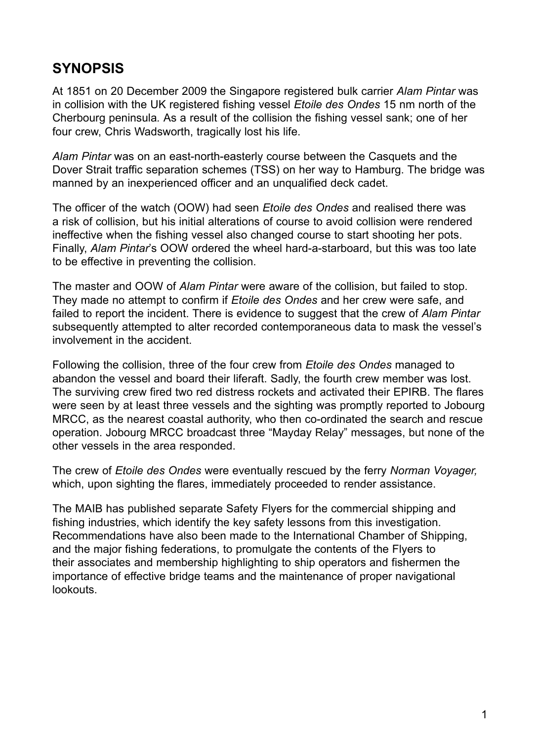## SYNOPSIS

At 1851 on 20 December 2009 the Singapore registered bulk carrier *Alam Pintar* was in collision with the UK registered fishing vessel *Etoile des Ondes* 15 nm north of the Cherbourg peninsula. As a result of the collision the fishing vessel sank; one of her four crew, Chris Wadsworth, tragically lost his life.

*Alam Pintar* was on an east-north-easterly course between the Casquets and the Dover Strait traffic separation schemes (TSS) on her way to Hamburg. The bridge was manned by an inexperienced officer and an unqualified deck cadet.

The officer of the watch (OOW) had seen *Etoile des Ondes* and realised there was a risk of collision, but his initial alterations of course to avoid collision were rendered ineffective when the fishing vessel also changed course to start shooting her pots. Finally, *Alam Pintar*'s OOW ordered the wheel hard-a-starboard, but this was too late to be effective in preventing the collision.

The master and OOW of *Alam Pintar* were aware of the collision, but failed to stop. They made no attempt to confirm if *Etoile des Ondes* and her crew were safe, and failed to report the incident. There is evidence to suggest that the crew of *Alam Pintar* subsequently attempted to alter recorded contemporaneous data to mask the vessel's involvement in the accident.

Following the collision, three of the four crew from *Etoile des Ondes* managed to abandon the vessel and board their liferaft. Sadly, the fourth crew member was lost. The surviving crew fired two red distress rockets and activated their EPIRB. The flares were seen by at least three vessels and the sighting was promptly reported to Jobourg MRCC, as the nearest coastal authority, who then co-ordinated the search and rescue operation. Jobourg MRCC broadcast three "Mayday Relay" messages, but none of the other vessels in the area responded.

The crew of *Etoile des Ondes* were eventually rescued by the ferry *Norman Voyager,* which, upon sighting the flares, immediately proceeded to render assistance.

The MAIB has published separate Safety Flyers for the commercial shipping and fishing industries, which identify the key safety lessons from this investigation. Recommendations have also been made to the International Chamber of Shipping, and the major fishing federations, to promulgate the contents of the Flyers to their associates and membership highlighting to ship operators and fishermen the importance of effective bridge teams and the maintenance of proper navigational lookouts.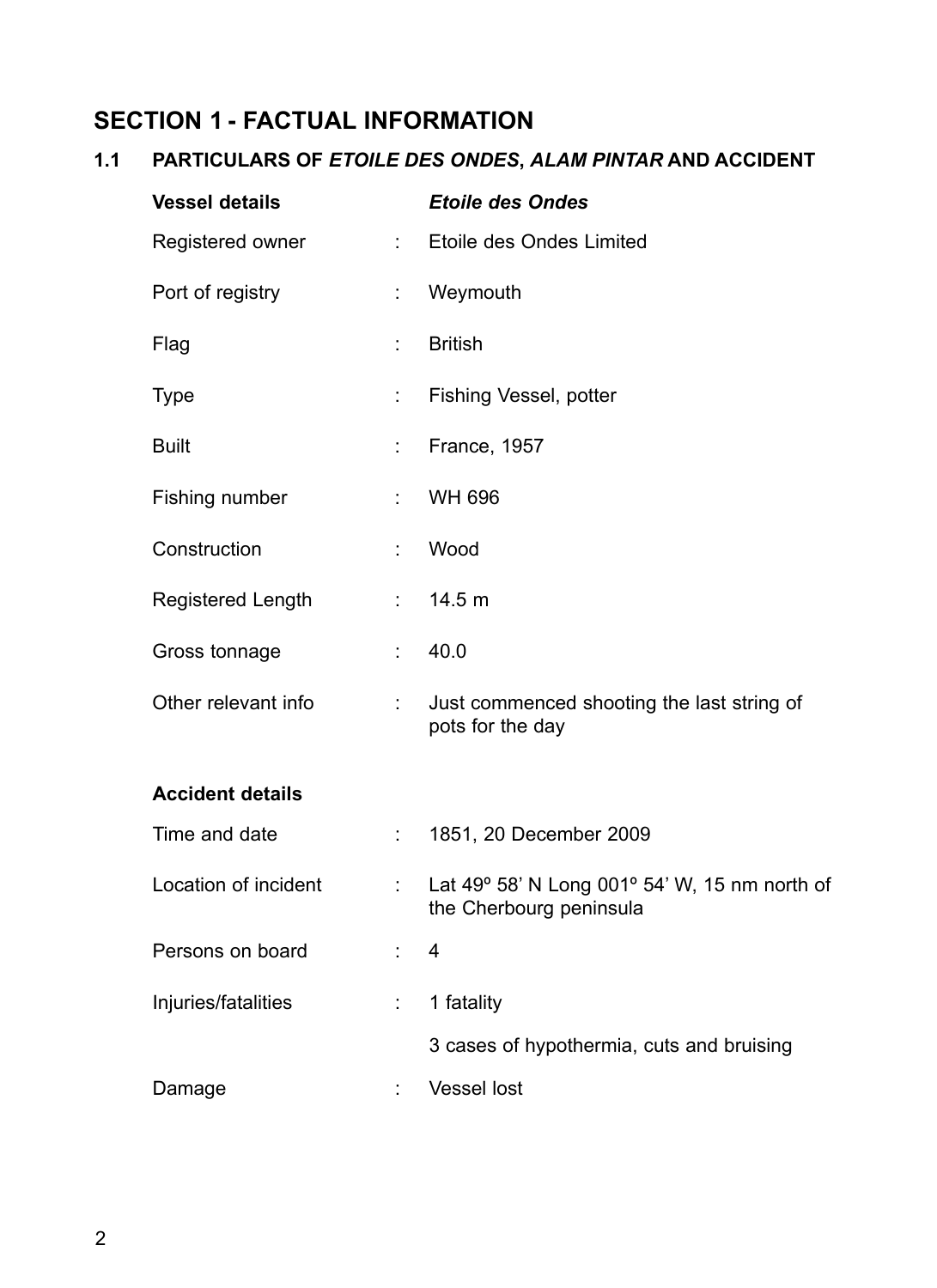## SECTION 1 - FACTUAL INFORMATION

### 1.1 PARTICULARS OF *ETOILE DES ONDES*, *ALAM PINTAR* AND ACCIDENT

| **Vessel details** | | ***Etoile des Ondes*** |
|---|---|---|
| Registered owner | : | Etoile des Ondes Limited |
| Port of registry | : | Weymouth |
| Flag | : | British |
| Type | : | Fishing Vessel, potter |
| Built | : | France, 1957 |
| Fishing number | : | WH 696 |
| Construction | : | Wood |
| Registered Length | : | 14.5 m |
| Gross tonnage | : | 40.0 |
| Other relevant info | : | Just commenced shooting the last string of pots for the day |

| **Accident details** | | |
|---|---|---|
| Time and date | : | 1851, 20 December 2009 |
| Location of incident | : | Lat 49º 58' N Long 001º 54' W, 15 nm north of the Cherbourg peninsula |
| Persons on board | : | 4 |
| Injuries/fatalities | : | 1 fatality |
| | | 3 cases of hypothermia, cuts and bruising |
| Damage | : | Vessel lost |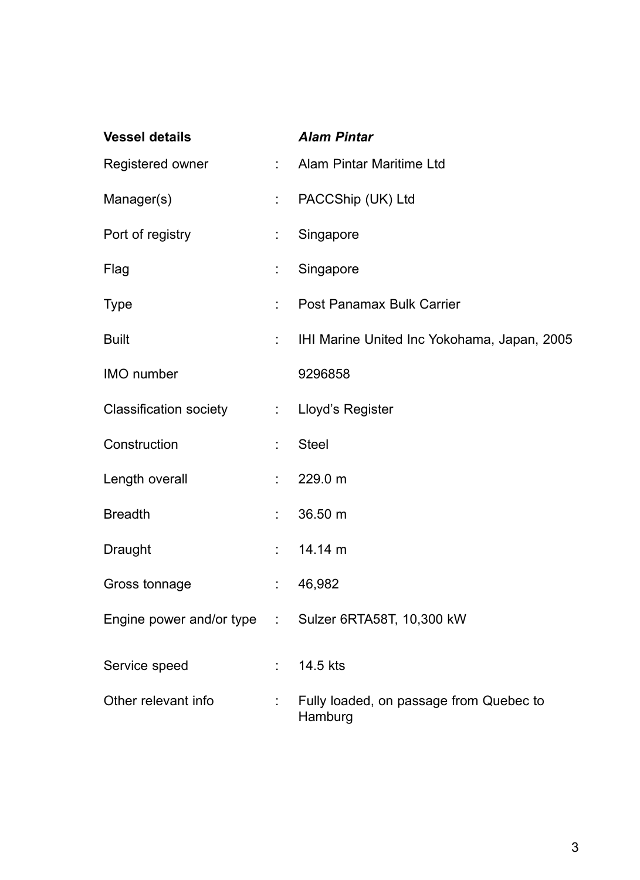| **Vessel details** | | ***Alam Pintar*** |
|---|---|---|
| Registered owner | : | Alam Pintar Maritime Ltd |
| Manager(s) | : | PACCShip (UK) Ltd |
| Port of registry | : | Singapore |
| Flag | : | Singapore |
| Type | : | Post Panamax Bulk Carrier |
| Built | : | IHI Marine United Inc Yokohama, Japan, 2005 |
| IMO number | | 9296858 |
| Classification society | : | Lloyd's Register |
| Construction | : | Steel |
| Length overall | : | 229.0 m |
| Breadth | : | 36.50 m |
| Draught | : | 14.14 m |
| Gross tonnage | : | 46,982 |
| Engine power and/or type | : | Sulzer 6RTA58T, 10,300 kW |
| Service speed | : | 14.5 kts |
| Other relevant info | : | Fully loaded, on passage from Quebec to Hamburg |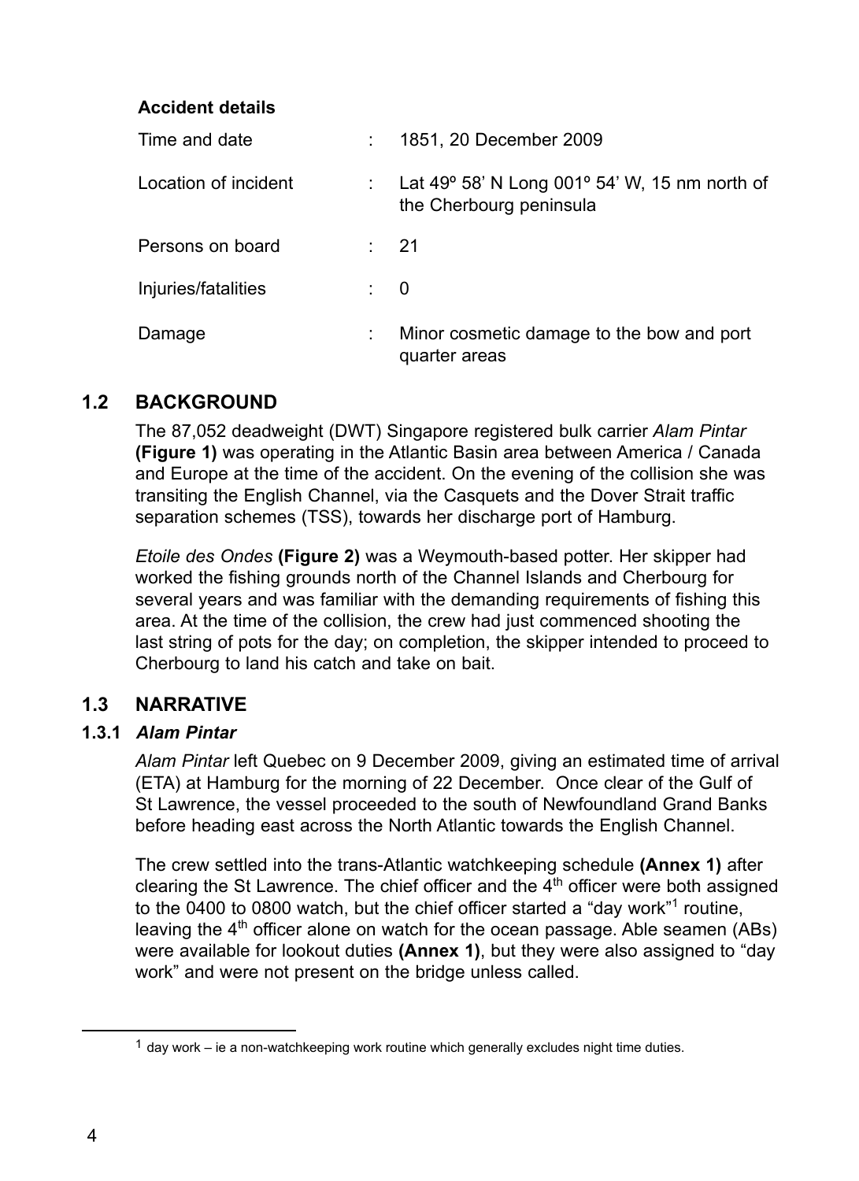**Accident details**

| | | |
|---|---|---|
| Time and date | : | 1851, 20 December 2009 |
| Location of incident | : | Lat 49º 58' N Long 001º 54' W, 15 nm north of the Cherbourg peninsula |
| Persons on board | : | 21 |
| Injuries/fatalities | : | 0 |
| Damage | : | Minor cosmetic damage to the bow and port quarter areas |

## 1.2 BACKGROUND

The 87,052 deadweight (DWT) Singapore registered bulk carrier *Alam Pintar* **(Figure 1)** was operating in the Atlantic Basin area between America / Canada and Europe at the time of the accident. On the evening of the collision she was transiting the English Channel, via the Casquets and the Dover Strait traffic separation schemes (TSS), towards her discharge port of Hamburg.

*Etoile des Ondes* **(Figure 2)** was a Weymouth-based potter. Her skipper had worked the fishing grounds north of the Channel Islands and Cherbourg for several years and was familiar with the demanding requirements of fishing this area. At the time of the collision, the crew had just commenced shooting the last string of pots for the day; on completion, the skipper intended to proceed to Cherbourg to land his catch and take on bait.

## 1.3 NARRATIVE

### 1.3.1 *Alam Pintar*

*Alam Pintar* left Quebec on 9 December 2009, giving an estimated time of arrival (ETA) at Hamburg for the morning of 22 December. Once clear of the Gulf of St Lawrence, the vessel proceeded to the south of Newfoundland Grand Banks before heading east across the North Atlantic towards the English Channel.

The crew settled into the trans-Atlantic watchkeeping schedule **(Annex 1)** after clearing the St Lawrence. The chief officer and the 4th officer were both assigned to the 0400 to 0800 watch, but the chief officer started a "day work"[1] routine, leaving the 4th officer alone on watch for the ocean passage. Able seamen (ABs) were available for lookout duties **(Annex 1)**, but they were also assigned to "day work" and were not present on the bridge unless called.

---

[1] day work – ie a non-watchkeeping work routine which generally excludes night time duties.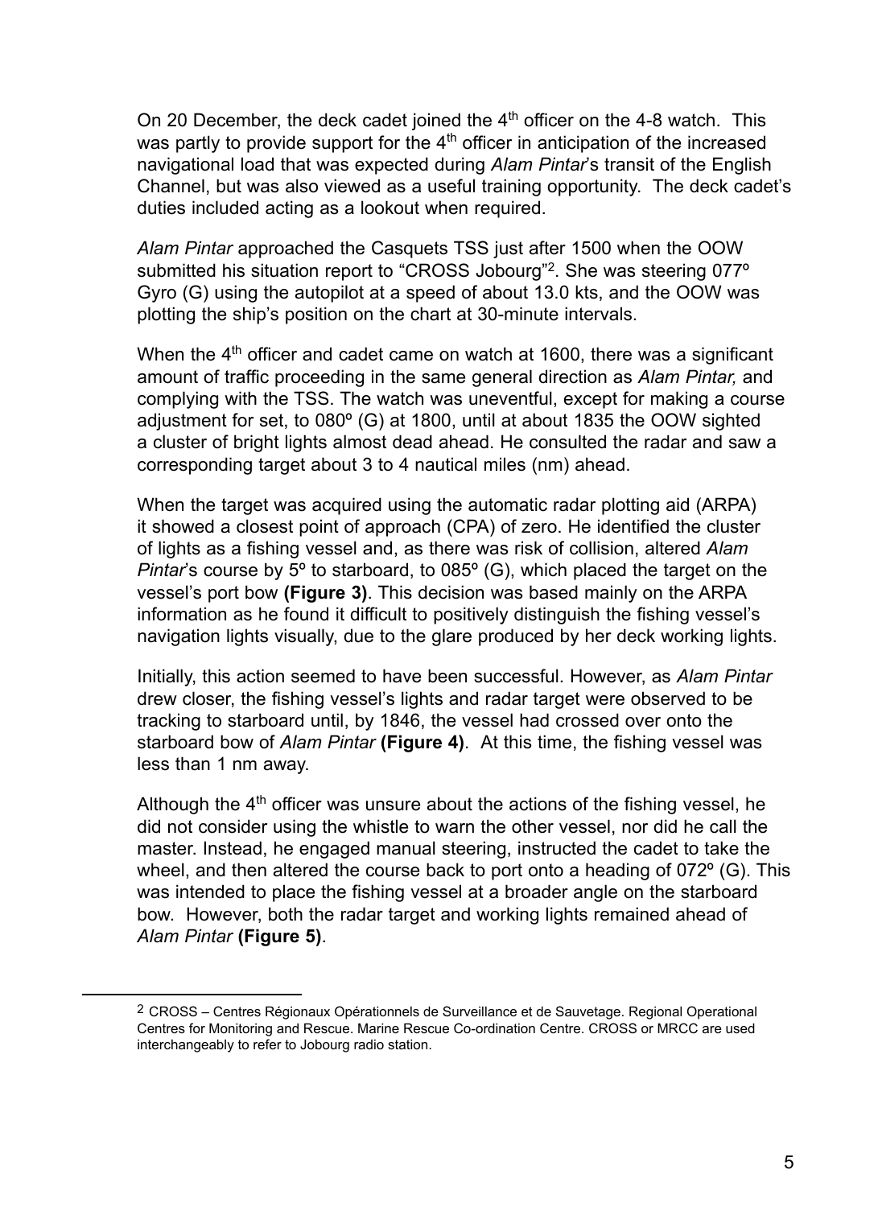On 20 December, the deck cadet joined the 4th officer on the 4-8 watch. This was partly to provide support for the 4th officer in anticipation of the increased navigational load that was expected during *Alam Pintar*'s transit of the English Channel, but was also viewed as a useful training opportunity. The deck cadet's duties included acting as a lookout when required.

*Alam Pintar* approached the Casquets TSS just after 1500 when the OOW submitted his situation report to "CROSS Jobourg"[2]. She was steering 077º Gyro (G) using the autopilot at a speed of about 13.0 kts, and the OOW was plotting the ship's position on the chart at 30-minute intervals.

When the 4th officer and cadet came on watch at 1600, there was a significant amount of traffic proceeding in the same general direction as *Alam Pintar,* and complying with the TSS. The watch was uneventful, except for making a course adjustment for set, to 080º (G) at 1800, until at about 1835 the OOW sighted a cluster of bright lights almost dead ahead. He consulted the radar and saw a corresponding target about 3 to 4 nautical miles (nm) ahead.

When the target was acquired using the automatic radar plotting aid (ARPA) it showed a closest point of approach (CPA) of zero. He identified the cluster of lights as a fishing vessel and, as there was risk of collision, altered *Alam Pintar*'s course by 5º to starboard, to 085º (G), which placed the target on the vessel's port bow **(Figure 3)**. This decision was based mainly on the ARPA information as he found it difficult to positively distinguish the fishing vessel's navigation lights visually, due to the glare produced by her deck working lights.

Initially, this action seemed to have been successful. However, as *Alam Pintar* drew closer, the fishing vessel's lights and radar target were observed to be tracking to starboard until, by 1846, the vessel had crossed over onto the starboard bow of *Alam Pintar* **(Figure 4)**. At this time, the fishing vessel was less than 1 nm away.

Although the 4th officer was unsure about the actions of the fishing vessel, he did not consider using the whistle to warn the other vessel, nor did he call the master. Instead, he engaged manual steering, instructed the cadet to take the wheel, and then altered the course back to port onto a heading of 072º (G). This was intended to place the fishing vessel at a broader angle on the starboard bow. However, both the radar target and working lights remained ahead of *Alam Pintar* **(Figure 5)**.

[2] CROSS – Centres Régionaux Opérationnels de Surveillance et de Sauvetage. Regional Operational Centres for Monitoring and Rescue. Marine Rescue Co-ordination Centre. CROSS or MRCC are used interchangeably to refer to Jobourg radio station.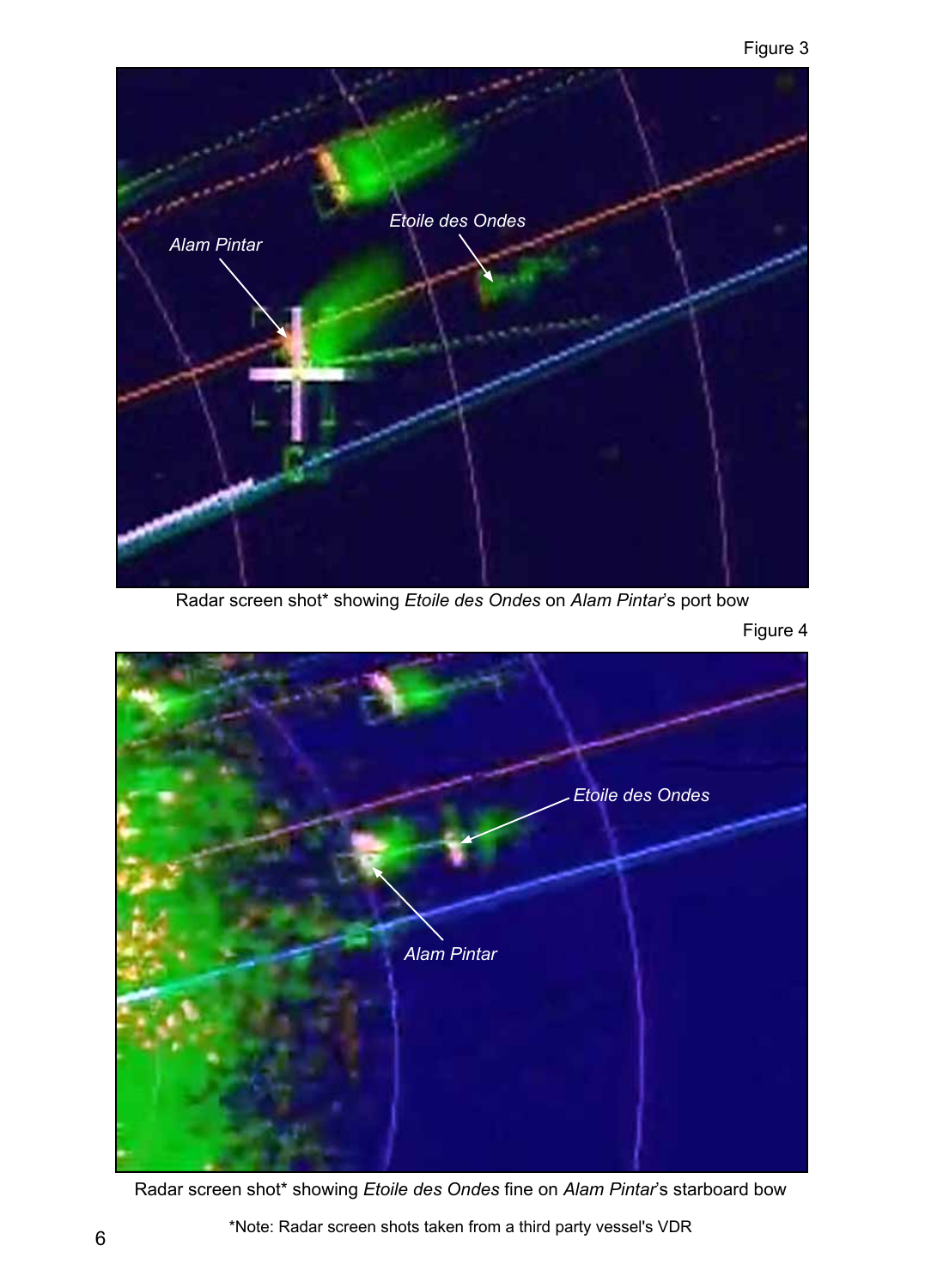Figure 3

Radar screen shot* showing *Etoile des Ondes* on *Alam Pintar*'s port bow

Figure 4

Radar screen shot* showing *Etoile des Ondes* fine on *Alam Pintar*'s starboard bow

*Note: Radar screen shots taken from a third party vessel's VDR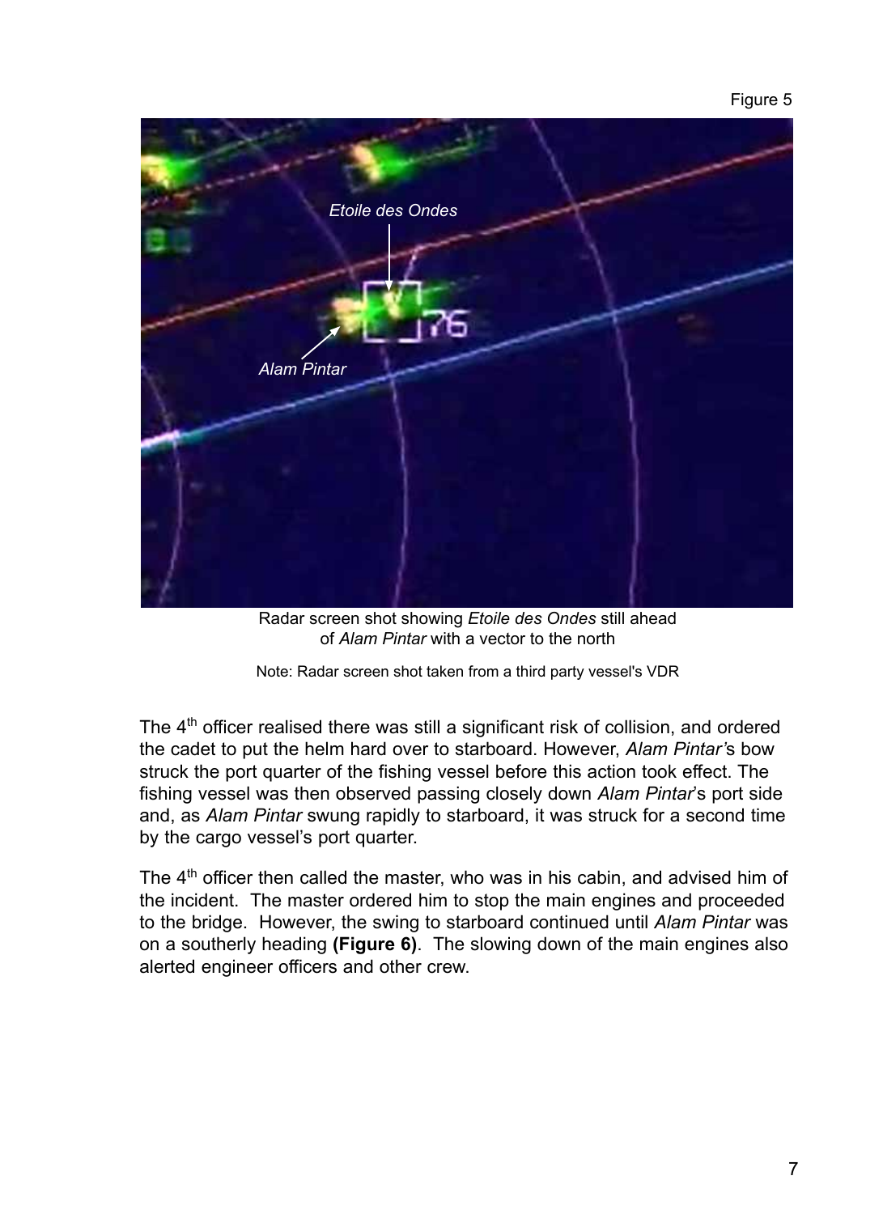Figure 5

Radar screen shot showing *Etoile des Ondes* still ahead of *Alam Pintar* with a vector to the north

Note: Radar screen shot taken from a third party vessel's VDR

The 4th officer realised there was still a significant risk of collision, and ordered the cadet to put the helm hard over to starboard. However, *Alam Pintar's* bow struck the port quarter of the fishing vessel before this action took effect. The fishing vessel was then observed passing closely down *Alam Pintar*'s port side and, as *Alam Pintar* swung rapidly to starboard, it was struck for a second time by the cargo vessel's port quarter.

The 4th officer then called the master, who was in his cabin, and advised him of the incident. The master ordered him to stop the main engines and proceeded to the bridge. However, the swing to starboard continued until *Alam Pintar* was on a southerly heading **(Figure 6)**. The slowing down of the main engines also alerted engineer officers and other crew.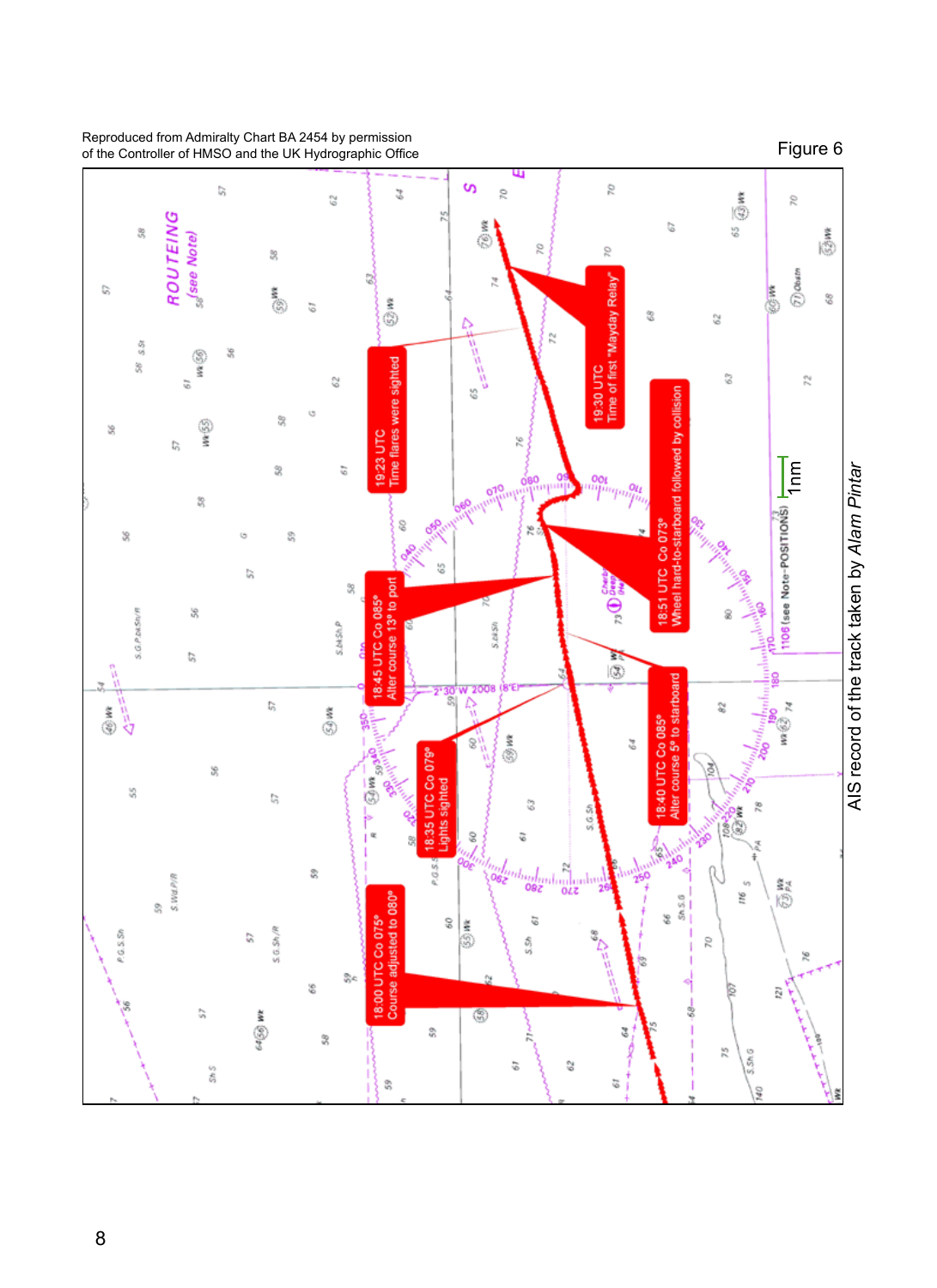Reproduced from Admiralty Chart BA 2454 by permission of the Controller of HMSO and the UK Hydrographic Office

Figure 6

18:00 UTC Co 075°
Course adjusted to 080°

18:35 UTC Co 079°
Lights sighted

18:40 UTC Co 085°
Alter course 5° to starboard

18:45 UTC Co 085°
Alter course 13° to port

18:51 UTC Co 073°
Wheel hard-to-starboard followed by collision

19:23 UTC
Time flares were sighted

19:30 UTC
Time of first "Mayday Relay"

1nm

AIS record of the track taken by *Alam Pintar*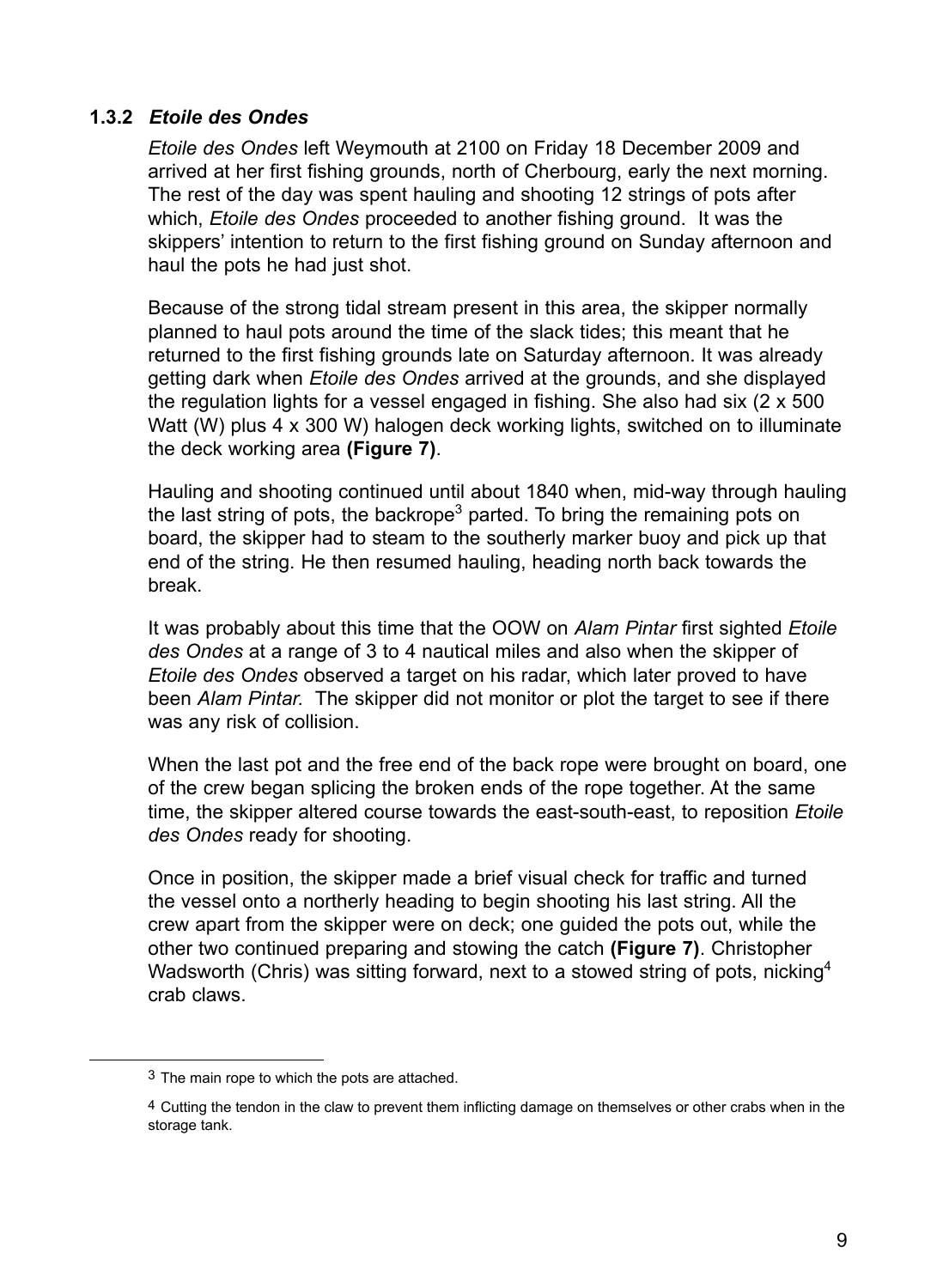### 1.3.2 *Etoile des Ondes*

*Etoile des Ondes* left Weymouth at 2100 on Friday 18 December 2009 and arrived at her first fishing grounds, north of Cherbourg, early the next morning. The rest of the day was spent hauling and shooting 12 strings of pots after which, *Etoile des Ondes* proceeded to another fishing ground. It was the skippers' intention to return to the first fishing ground on Sunday afternoon and haul the pots he had just shot.

Because of the strong tidal stream present in this area, the skipper normally planned to haul pots around the time of the slack tides; this meant that he returned to the first fishing grounds late on Saturday afternoon. It was already getting dark when *Etoile des Ondes* arrived at the grounds, and she displayed the regulation lights for a vessel engaged in fishing. She also had six (2 x 500 Watt (W) plus 4 x 300 W) halogen deck working lights, switched on to illuminate the deck working area **(Figure 7)**.

Hauling and shooting continued until about 1840 when, mid-way through hauling the last string of pots, the backrope[3] parted. To bring the remaining pots on board, the skipper had to steam to the southerly marker buoy and pick up that end of the string. He then resumed hauling, heading north back towards the break.

It was probably about this time that the OOW on *Alam Pintar* first sighted *Etoile des Ondes* at a range of 3 to 4 nautical miles and also when the skipper of *Etoile des Ondes* observed a target on his radar, which later proved to have been *Alam Pintar.* The skipper did not monitor or plot the target to see if there was any risk of collision.

When the last pot and the free end of the back rope were brought on board, one of the crew began splicing the broken ends of the rope together. At the same time, the skipper altered course towards the east-south-east, to reposition *Etoile des Ondes* ready for shooting.

Once in position, the skipper made a brief visual check for traffic and turned the vessel onto a northerly heading to begin shooting his last string. All the crew apart from the skipper were on deck; one guided the pots out, while the other two continued preparing and stowing the catch **(Figure 7)**. Christopher Wadsworth (Chris) was sitting forward, next to a stowed string of pots, nicking[4] crab claws.

---

[3] The main rope to which the pots are attached.

[4] Cutting the tendon in the claw to prevent them inflicting damage on themselves or other crabs when in the storage tank.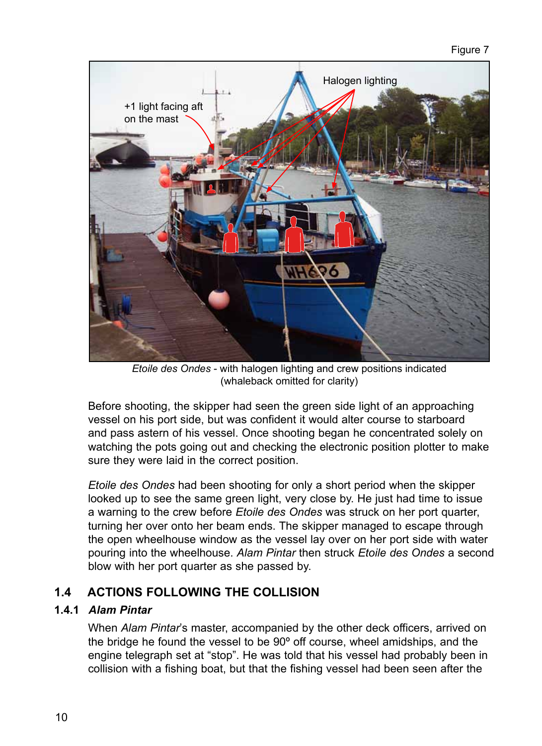Figure 7

Halogen lighting

+1 light facing aft on the mast

*Etoile des Ondes* - with halogen lighting and crew positions indicated (whaleback omitted for clarity)

Before shooting, the skipper had seen the green side light of an approaching vessel on his port side, but was confident it would alter course to starboard and pass astern of his vessel. Once shooting began he concentrated solely on watching the pots going out and checking the electronic position plotter to make sure they were laid in the correct position.

*Etoile des Ondes* had been shooting for only a short period when the skipper looked up to see the same green light, very close by. He just had time to issue a warning to the crew before *Etoile des Ondes* was struck on her port quarter, turning her over onto her beam ends. The skipper managed to escape through the open wheelhouse window as the vessel lay over on her port side with water pouring into the wheelhouse. *Alam Pintar* then struck *Etoile des Ondes* a second blow with her port quarter as she passed by.

## 1.4 ACTIONS FOLLOWING THE COLLISION

### 1.4.1 *Alam Pintar*

When *Alam Pintar*'s master, accompanied by the other deck officers, arrived on the bridge he found the vessel to be 90º off course, wheel amidships, and the engine telegraph set at "stop". He was told that his vessel had probably been in collision with a fishing boat, but that the fishing vessel had been seen after the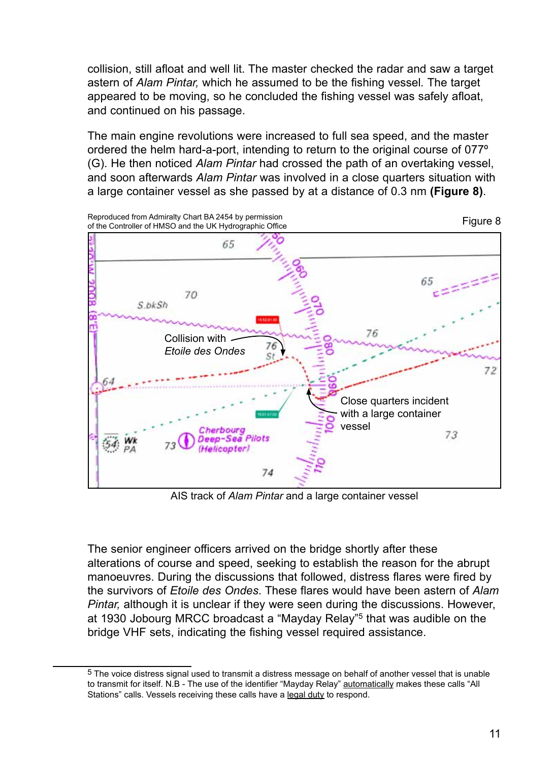collision, still afloat and well lit. The master checked the radar and saw a target astern of *Alam Pintar,* which he assumed to be the fishing vessel. The target appeared to be moving, so he concluded the fishing vessel was safely afloat, and continued on his passage.

The main engine revolutions were increased to full sea speed, and the master ordered the helm hard-a-port, intending to return to the original course of 077º (G). He then noticed *Alam Pintar* had crossed the path of an overtaking vessel, and soon afterwards *Alam Pintar* was involved in a close quarters situation with a large container vessel as she passed by at a distance of 0.3 nm **(Figure 8)**.

Reproduced from Admiralty Chart BA 2454 by permission of the Controller of HMSO and the UK Hydrographic Office

Figure 8

AIS track of *Alam Pintar* and a large container vessel

The senior engineer officers arrived on the bridge shortly after these alterations of course and speed, seeking to establish the reason for the abrupt manoeuvres. During the discussions that followed, distress flares were fired by the survivors of *Etoile des Ondes*. These flares would have been astern of *Alam Pintar,* although it is unclear if they were seen during the discussions. However, at 1930 Jobourg MRCC broadcast a "Mayday Relay"[5] that was audible on the bridge VHF sets, indicating the fishing vessel required assistance.

---

[5] The voice distress signal used to transmit a distress message on behalf of another vessel that is unable to transmit for itself. N.B - The use of the identifier "Mayday Relay" automatically makes these calls "All Stations" calls. Vessels receiving these calls have a legal duty to respond.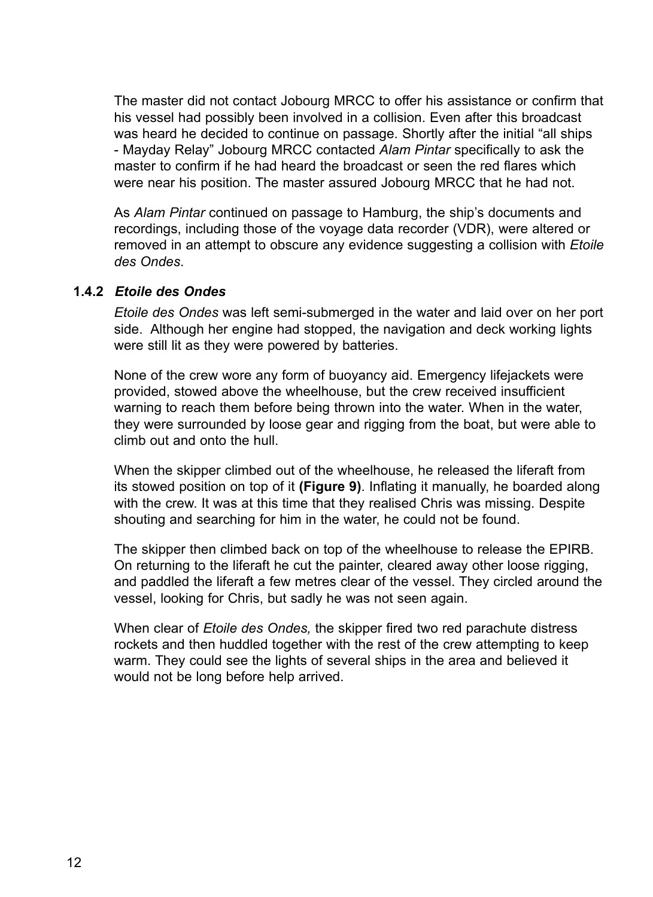The master did not contact Jobourg MRCC to offer his assistance or confirm that his vessel had possibly been involved in a collision. Even after this broadcast was heard he decided to continue on passage. Shortly after the initial "all ships - Mayday Relay" Jobourg MRCC contacted *Alam Pintar* specifically to ask the master to confirm if he had heard the broadcast or seen the red flares which were near his position. The master assured Jobourg MRCC that he had not.

As *Alam Pintar* continued on passage to Hamburg, the ship's documents and recordings, including those of the voyage data recorder (VDR), were altered or removed in an attempt to obscure any evidence suggesting a collision with *Etoile des Ondes*.

### 1.4.2 *Etoile des Ondes*

*Etoile des Ondes* was left semi-submerged in the water and laid over on her port side. Although her engine had stopped, the navigation and deck working lights were still lit as they were powered by batteries.

None of the crew wore any form of buoyancy aid. Emergency lifejackets were provided, stowed above the wheelhouse, but the crew received insufficient warning to reach them before being thrown into the water. When in the water, they were surrounded by loose gear and rigging from the boat, but were able to climb out and onto the hull.

When the skipper climbed out of the wheelhouse, he released the liferaft from its stowed position on top of it **(Figure 9)**. Inflating it manually, he boarded along with the crew. It was at this time that they realised Chris was missing. Despite shouting and searching for him in the water, he could not be found.

The skipper then climbed back on top of the wheelhouse to release the EPIRB. On returning to the liferaft he cut the painter, cleared away other loose rigging, and paddled the liferaft a few metres clear of the vessel. They circled around the vessel, looking for Chris, but sadly he was not seen again.

When clear of *Etoile des Ondes,* the skipper fired two red parachute distress rockets and then huddled together with the rest of the crew attempting to keep warm. They could see the lights of several ships in the area and believed it would not be long before help arrived.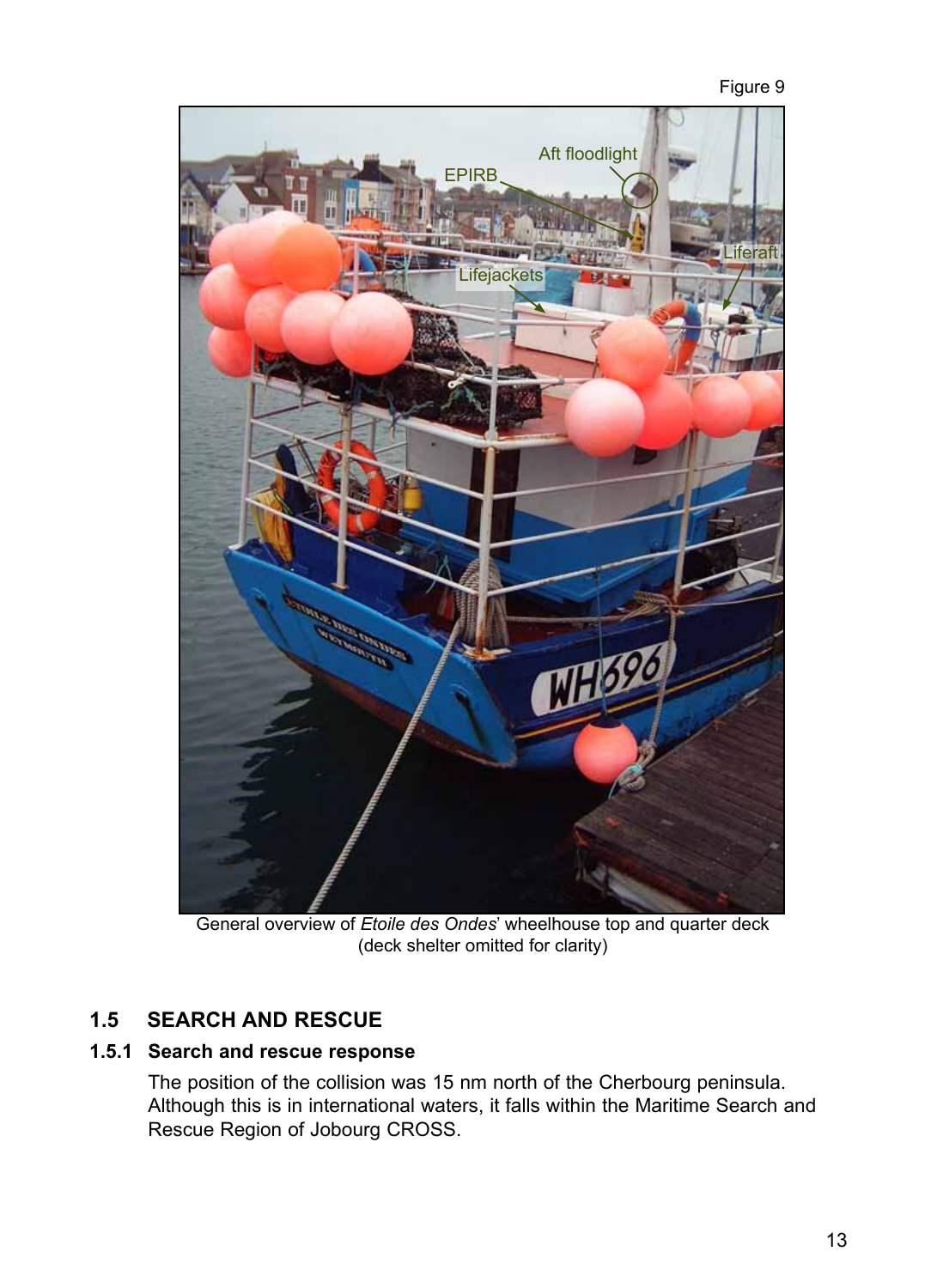Figure 9

General overview of *Etoile des Ondes*' wheelhouse top and quarter deck (deck shelter omitted for clarity)

## 1.5 SEARCH AND RESCUE

### 1.5.1 Search and rescue response

The position of the collision was 15 nm north of the Cherbourg peninsula. Although this is in international waters, it falls within the Maritime Search and Rescue Region of Jobourg CROSS.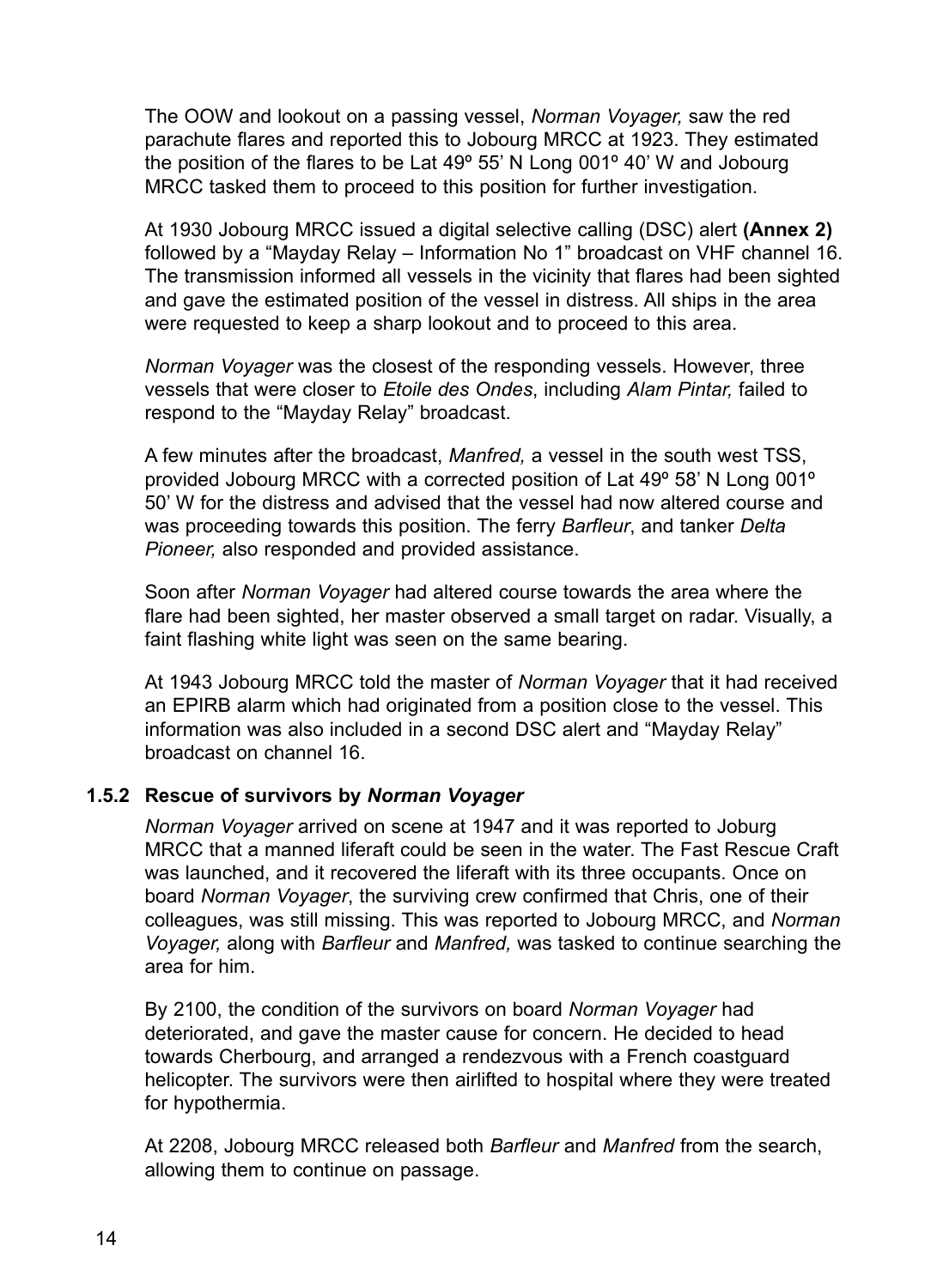The OOW and lookout on a passing vessel, *Norman Voyager,* saw the red parachute flares and reported this to Jobourg MRCC at 1923. They estimated the position of the flares to be Lat 49º 55' N Long 001º 40' W and Jobourg MRCC tasked them to proceed to this position for further investigation.

At 1930 Jobourg MRCC issued a digital selective calling (DSC) alert **(Annex 2)** followed by a "Mayday Relay – Information No 1" broadcast on VHF channel 16. The transmission informed all vessels in the vicinity that flares had been sighted and gave the estimated position of the vessel in distress. All ships in the area were requested to keep a sharp lookout and to proceed to this area.

*Norman Voyager* was the closest of the responding vessels. However, three vessels that were closer to *Etoile des Ondes*, including *Alam Pintar,* failed to respond to the "Mayday Relay" broadcast.

A few minutes after the broadcast, *Manfred,* a vessel in the south west TSS, provided Jobourg MRCC with a corrected position of Lat 49º 58' N Long 001º 50' W for the distress and advised that the vessel had now altered course and was proceeding towards this position. The ferry *Barfleur*, and tanker *Delta Pioneer,* also responded and provided assistance.

Soon after *Norman Voyager* had altered course towards the area where the flare had been sighted, her master observed a small target on radar. Visually, a faint flashing white light was seen on the same bearing.

At 1943 Jobourg MRCC told the master of *Norman Voyager* that it had received an EPIRB alarm which had originated from a position close to the vessel. This information was also included in a second DSC alert and "Mayday Relay" broadcast on channel 16.

### 1.5.2 Rescue of survivors by *Norman Voyager*

*Norman Voyager* arrived on scene at 1947 and it was reported to Joburg MRCC that a manned liferaft could be seen in the water. The Fast Rescue Craft was launched, and it recovered the liferaft with its three occupants. Once on board *Norman Voyager*, the surviving crew confirmed that Chris, one of their colleagues, was still missing. This was reported to Jobourg MRCC, and *Norman Voyager,* along with *Barfleur* and *Manfred,* was tasked to continue searching the area for him.

By 2100, the condition of the survivors on board *Norman Voyager* had deteriorated, and gave the master cause for concern. He decided to head towards Cherbourg, and arranged a rendezvous with a French coastguard helicopter. The survivors were then airlifted to hospital where they were treated for hypothermia.

At 2208, Jobourg MRCC released both *Barfleur* and *Manfred* from the search, allowing them to continue on passage.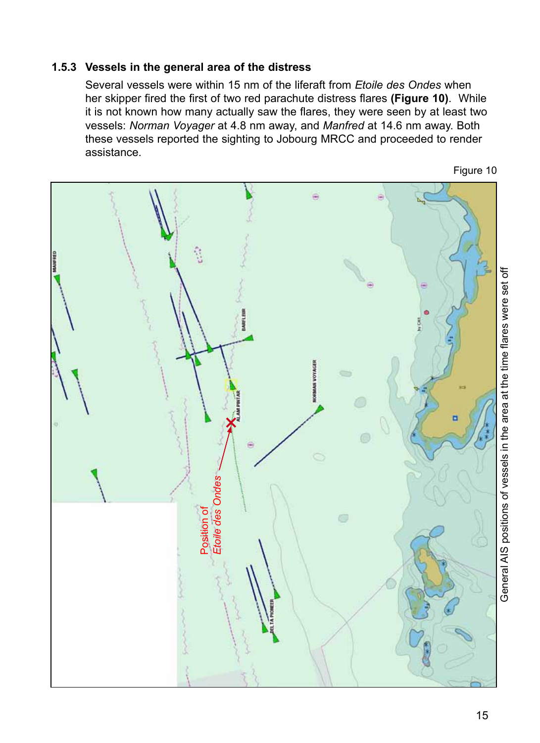### 1.5.3 Vessels in the general area of the distress

Several vessels were within 15 nm of the liferaft from *Etoile des Ondes* when her skipper fired the first of two red parachute distress flares **(Figure 10)**. While it is not known how many actually saw the flares, they were seen by at least two vessels: *Norman Voyager* at 4.8 nm away, and *Manfred* at 14.6 nm away. Both these vessels reported the sighting to Jobourg MRCC and proceeded to render assistance.

Figure 10

General AIS positions of vessels in the area at the time flares were set off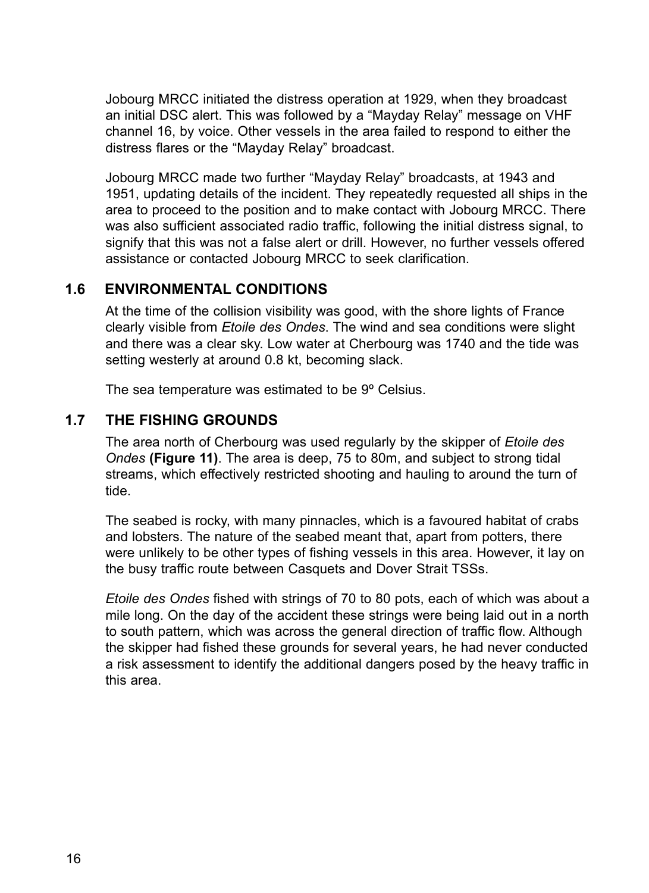Jobourg MRCC initiated the distress operation at 1929, when they broadcast an initial DSC alert. This was followed by a "Mayday Relay" message on VHF channel 16, by voice. Other vessels in the area failed to respond to either the distress flares or the "Mayday Relay" broadcast.

Jobourg MRCC made two further "Mayday Relay" broadcasts, at 1943 and 1951, updating details of the incident. They repeatedly requested all ships in the area to proceed to the position and to make contact with Jobourg MRCC. There was also sufficient associated radio traffic, following the initial distress signal, to signify that this was not a false alert or drill. However, no further vessels offered assistance or contacted Jobourg MRCC to seek clarification.

## 1.6 ENVIRONMENTAL CONDITIONS

At the time of the collision visibility was good, with the shore lights of France clearly visible from *Etoile des Ondes*. The wind and sea conditions were slight and there was a clear sky. Low water at Cherbourg was 1740 and the tide was setting westerly at around 0.8 kt, becoming slack.

The sea temperature was estimated to be 9º Celsius.

## 1.7 THE FISHING GROUNDS

The area north of Cherbourg was used regularly by the skipper of *Etoile des Ondes* **(Figure 11)**. The area is deep, 75 to 80m, and subject to strong tidal streams, which effectively restricted shooting and hauling to around the turn of tide.

The seabed is rocky, with many pinnacles, which is a favoured habitat of crabs and lobsters. The nature of the seabed meant that, apart from potters, there were unlikely to be other types of fishing vessels in this area. However, it lay on the busy traffic route between Casquets and Dover Strait TSSs.

*Etoile des Ondes* fished with strings of 70 to 80 pots, each of which was about a mile long. On the day of the accident these strings were being laid out in a north to south pattern, which was across the general direction of traffic flow. Although the skipper had fished these grounds for several years, he had never conducted a risk assessment to identify the additional dangers posed by the heavy traffic in this area.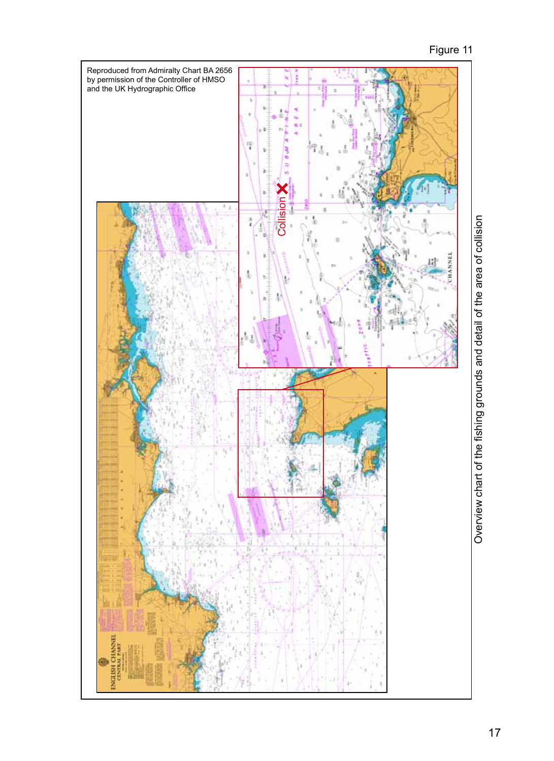Figure 11

Reproduced from Admiralty Chart BA 2656 by permission of the Controller of HMSO and the UK Hydrographic Office

Collision

Overview chart of the fishing grounds and detail of the area of collision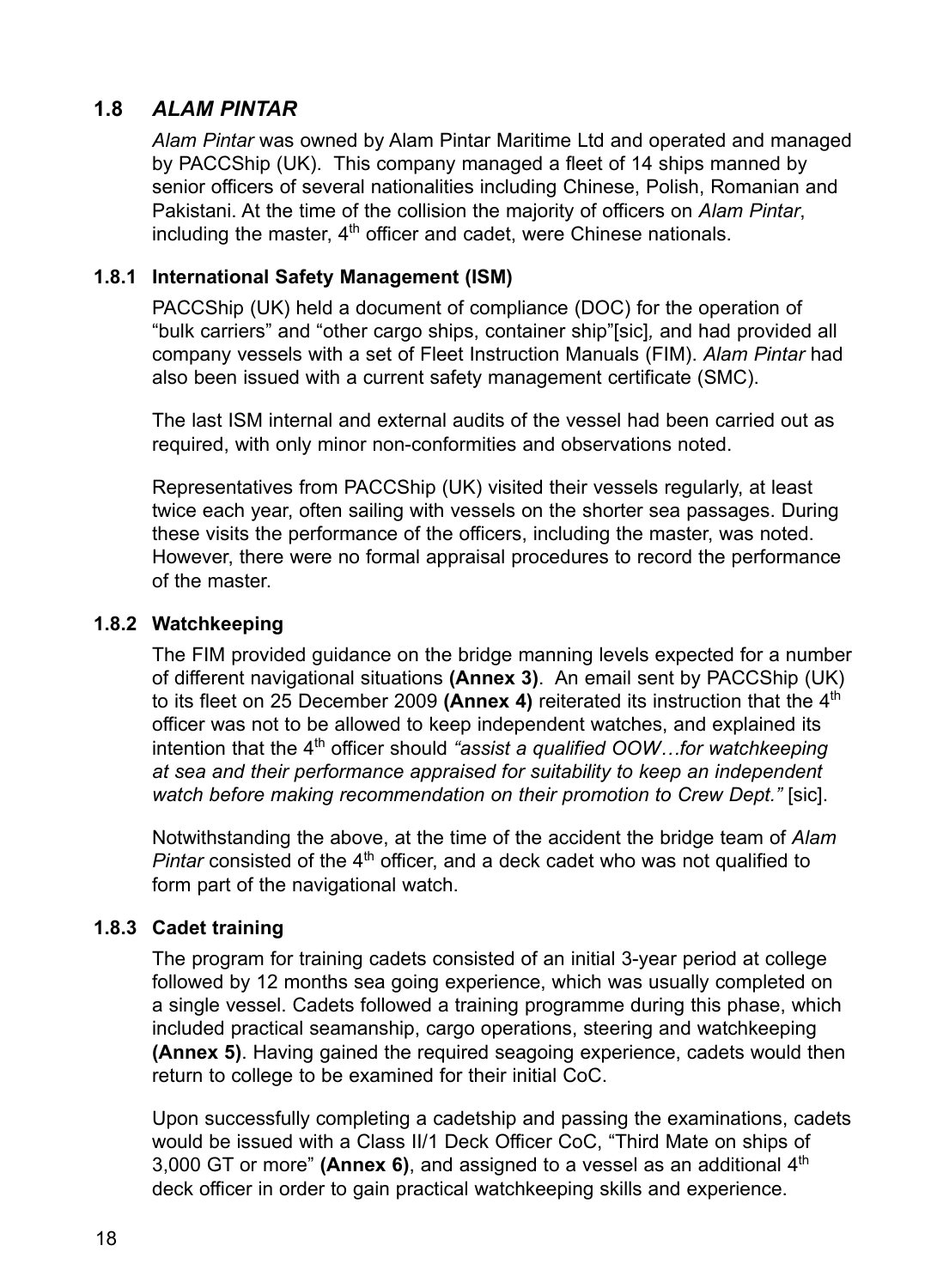## 1.8 *ALAM PINTAR*

*Alam Pintar* was owned by Alam Pintar Maritime Ltd and operated and managed by PACCShip (UK). This company managed a fleet of 14 ships manned by senior officers of several nationalities including Chinese, Polish, Romanian and Pakistani. At the time of the collision the majority of officers on *Alam Pintar*, including the master, 4th officer and cadet, were Chinese nationals.

### 1.8.1 International Safety Management (ISM)

PACCShip (UK) held a document of compliance (DOC) for the operation of "bulk carriers" and "other cargo ships, container ship"[sic], and had provided all company vessels with a set of Fleet Instruction Manuals (FIM). *Alam Pintar* had also been issued with a current safety management certificate (SMC).

The last ISM internal and external audits of the vessel had been carried out as required, with only minor non-conformities and observations noted.

Representatives from PACCShip (UK) visited their vessels regularly, at least twice each year, often sailing with vessels on the shorter sea passages. During these visits the performance of the officers, including the master, was noted. However, there were no formal appraisal procedures to record the performance of the master.

### 1.8.2 Watchkeeping

The FIM provided guidance on the bridge manning levels expected for a number of different navigational situations **(Annex 3)**. An email sent by PACCShip (UK) to its fleet on 25 December 2009 **(Annex 4)** reiterated its instruction that the 4th officer was not to be allowed to keep independent watches, and explained its intention that the 4th officer should *"assist a qualified OOW…for watchkeeping at sea and their performance appraised for suitability to keep an independent watch before making recommendation on their promotion to Crew Dept."* [sic].

Notwithstanding the above, at the time of the accident the bridge team of *Alam Pintar* consisted of the 4th officer, and a deck cadet who was not qualified to form part of the navigational watch.

### 1.8.3 Cadet training

The program for training cadets consisted of an initial 3-year period at college followed by 12 months sea going experience, which was usually completed on a single vessel. Cadets followed a training programme during this phase, which included practical seamanship, cargo operations, steering and watchkeeping **(Annex 5)**. Having gained the required seagoing experience, cadets would then return to college to be examined for their initial CoC.

Upon successfully completing a cadetship and passing the examinations, cadets would be issued with a Class II/1 Deck Officer CoC, "Third Mate on ships of 3,000 GT or more" **(Annex 6)**, and assigned to a vessel as an additional 4th deck officer in order to gain practical watchkeeping skills and experience.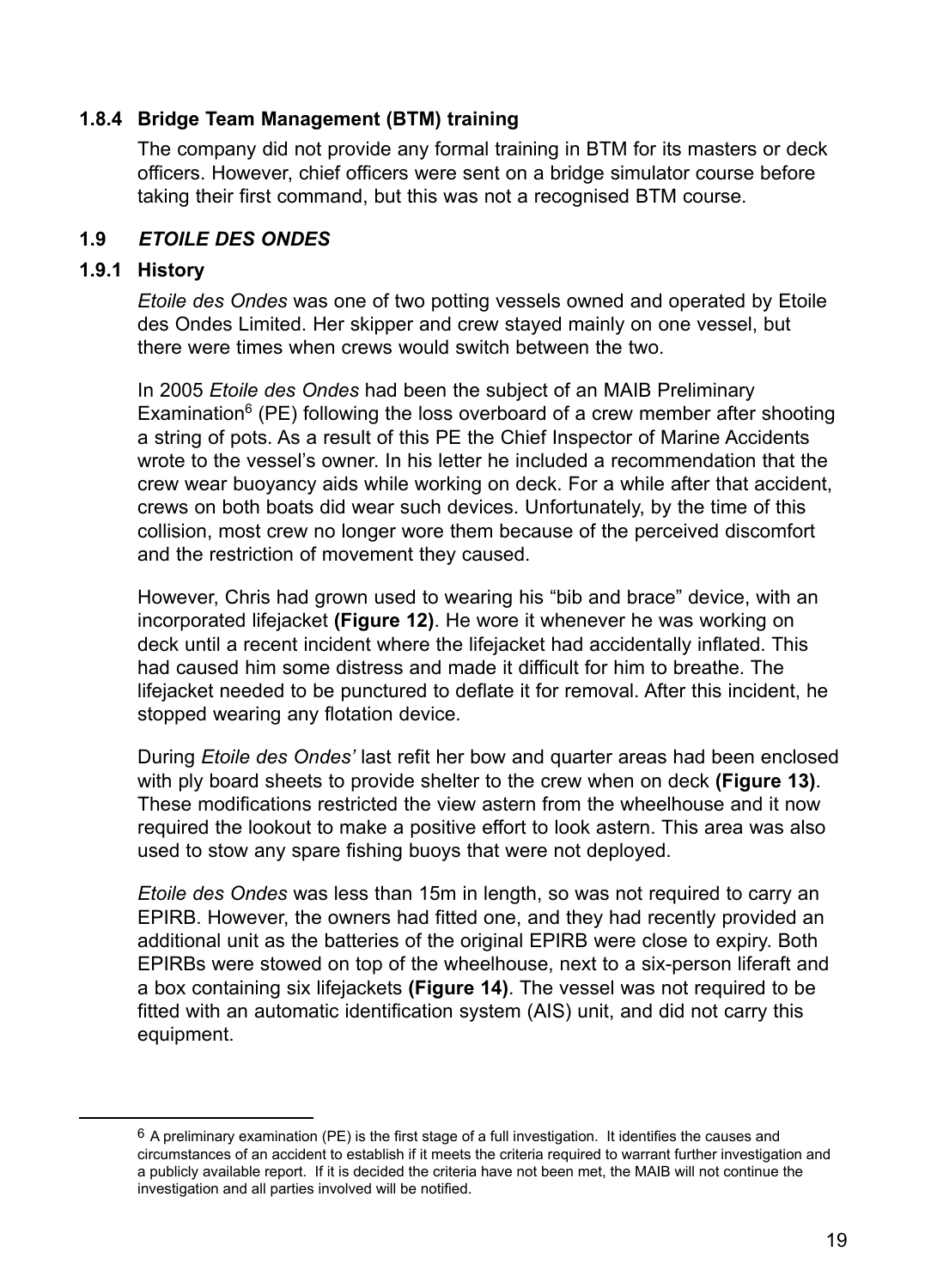### 1.8.4 Bridge Team Management (BTM) training

The company did not provide any formal training in BTM for its masters or deck officers. However, chief officers were sent on a bridge simulator course before taking their first command, but this was not a recognised BTM course.

### 1.9 *ETOILE DES ONDES*

### 1.9.1 History

*Etoile des Ondes* was one of two potting vessels owned and operated by Etoile des Ondes Limited. Her skipper and crew stayed mainly on one vessel, but there were times when crews would switch between the two.

In 2005 *Etoile des Ondes* had been the subject of an MAIB Preliminary Examination[6] (PE) following the loss overboard of a crew member after shooting a string of pots. As a result of this PE the Chief Inspector of Marine Accidents wrote to the vessel's owner. In his letter he included a recommendation that the crew wear buoyancy aids while working on deck. For a while after that accident, crews on both boats did wear such devices. Unfortunately, by the time of this collision, most crew no longer wore them because of the perceived discomfort and the restriction of movement they caused.

However, Chris had grown used to wearing his "bib and brace" device, with an incorporated lifejacket **(Figure 12)**. He wore it whenever he was working on deck until a recent incident where the lifejacket had accidentally inflated. This had caused him some distress and made it difficult for him to breathe. The lifejacket needed to be punctured to deflate it for removal. After this incident, he stopped wearing any flotation device.

During *Etoile des Ondes'* last refit her bow and quarter areas had been enclosed with ply board sheets to provide shelter to the crew when on deck **(Figure 13)**. These modifications restricted the view astern from the wheelhouse and it now required the lookout to make a positive effort to look astern. This area was also used to stow any spare fishing buoys that were not deployed.

*Etoile des Ondes* was less than 15m in length, so was not required to carry an EPIRB. However, the owners had fitted one, and they had recently provided an additional unit as the batteries of the original EPIRB were close to expiry. Both EPIRBs were stowed on top of the wheelhouse, next to a six-person liferaft and a box containing six lifejackets **(Figure 14)**. The vessel was not required to be fitted with an automatic identification system (AIS) unit, and did not carry this equipment.

---

[6] A preliminary examination (PE) is the first stage of a full investigation. It identifies the causes and circumstances of an accident to establish if it meets the criteria required to warrant further investigation and a publicly available report. If it is decided the criteria have not been met, the MAIB will not continue the investigation and all parties involved will be notified.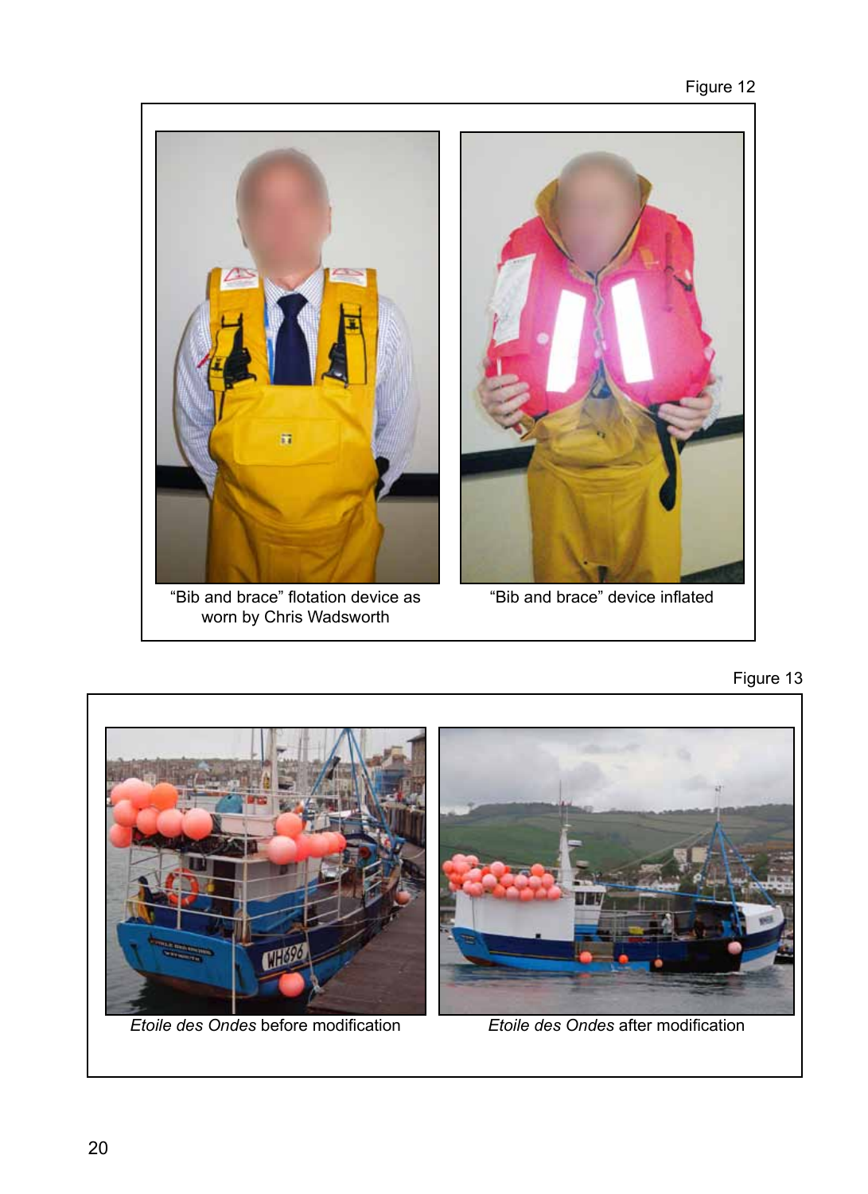Figure 12

"Bib and brace" flotation device as worn by Chris Wadsworth

"Bib and brace" device inflated

Figure 13

*Etoile des Ondes* before modification

*Etoile des Ondes* after modification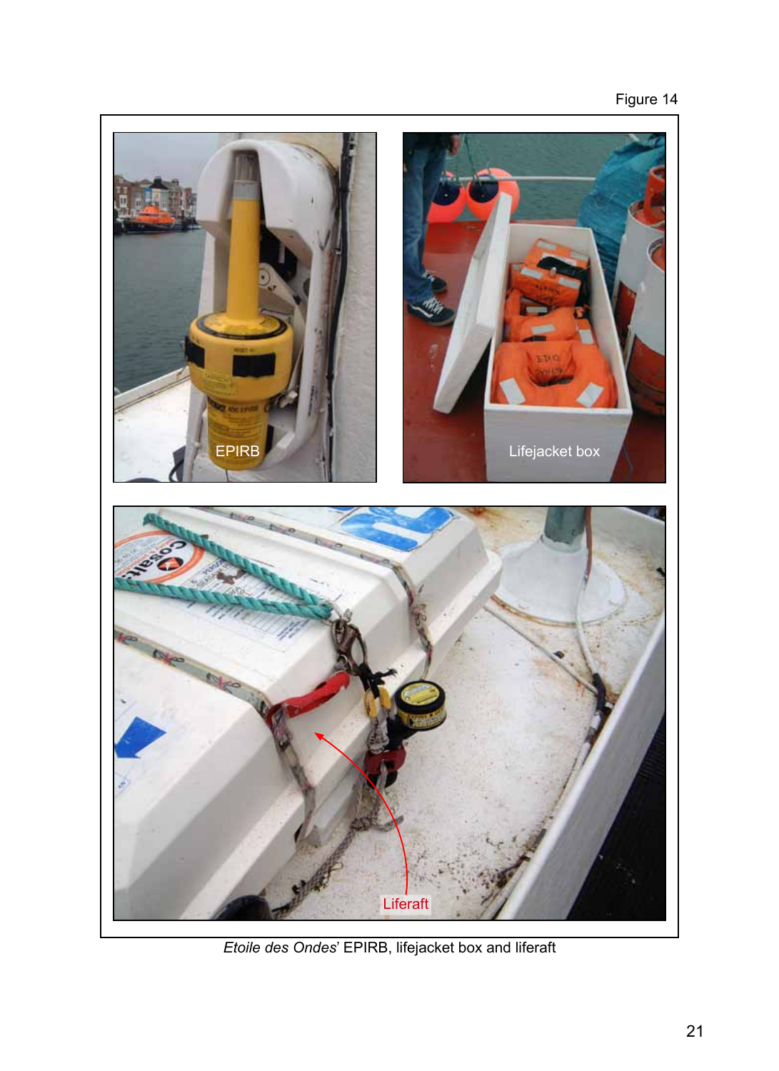Figure 14

*Etoile des Ondes*' EPIRB, lifejacket box and liferaft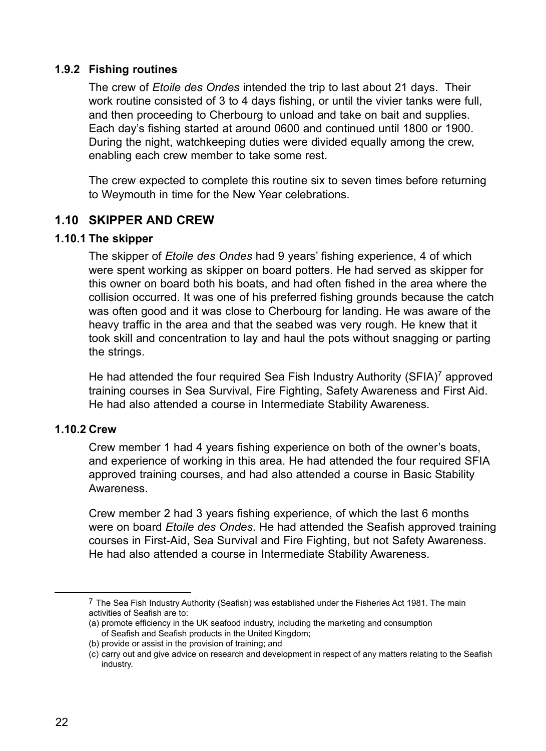### 1.9.2 Fishing routines

The crew of *Etoile des Ondes* intended the trip to last about 21 days. Their work routine consisted of 3 to 4 days fishing, or until the vivier tanks were full, and then proceeding to Cherbourg to unload and take on bait and supplies. Each day's fishing started at around 0600 and continued until 1800 or 1900. During the night, watchkeeping duties were divided equally among the crew, enabling each crew member to take some rest.

The crew expected to complete this routine six to seven times before returning to Weymouth in time for the New Year celebrations.

## 1.10 SKIPPER AND CREW

### 1.10.1 The skipper

The skipper of *Etoile des Ondes* had 9 years' fishing experience, 4 of which were spent working as skipper on board potters. He had served as skipper for this owner on board both his boats, and had often fished in the area where the collision occurred. It was one of his preferred fishing grounds because the catch was often good and it was close to Cherbourg for landing. He was aware of the heavy traffic in the area and that the seabed was very rough. He knew that it took skill and concentration to lay and haul the pots without snagging or parting the strings.

He had attended the four required Sea Fish Industry Authority (SFIA)[7] approved training courses in Sea Survival, Fire Fighting, Safety Awareness and First Aid. He had also attended a course in Intermediate Stability Awareness.

### 1.10.2 Crew

Crew member 1 had 4 years fishing experience on both of the owner's boats, and experience of working in this area. He had attended the four required SFIA approved training courses, and had also attended a course in Basic Stability Awareness.

Crew member 2 had 3 years fishing experience, of which the last 6 months were on board *Etoile des Ondes*. He had attended the Seafish approved training courses in First-Aid, Sea Survival and Fire Fighting, but not Safety Awareness. He had also attended a course in Intermediate Stability Awareness.

---

[7] The Sea Fish Industry Authority (Seafish) was established under the Fisheries Act 1981. The main activities of Seafish are to:

(a) promote efficiency in the UK seafood industry, including the marketing and consumption of Seafish and Seafish products in the United Kingdom;

(b) provide or assist in the provision of training; and

(c) carry out and give advice on research and development in respect of any matters relating to the Seafish industry.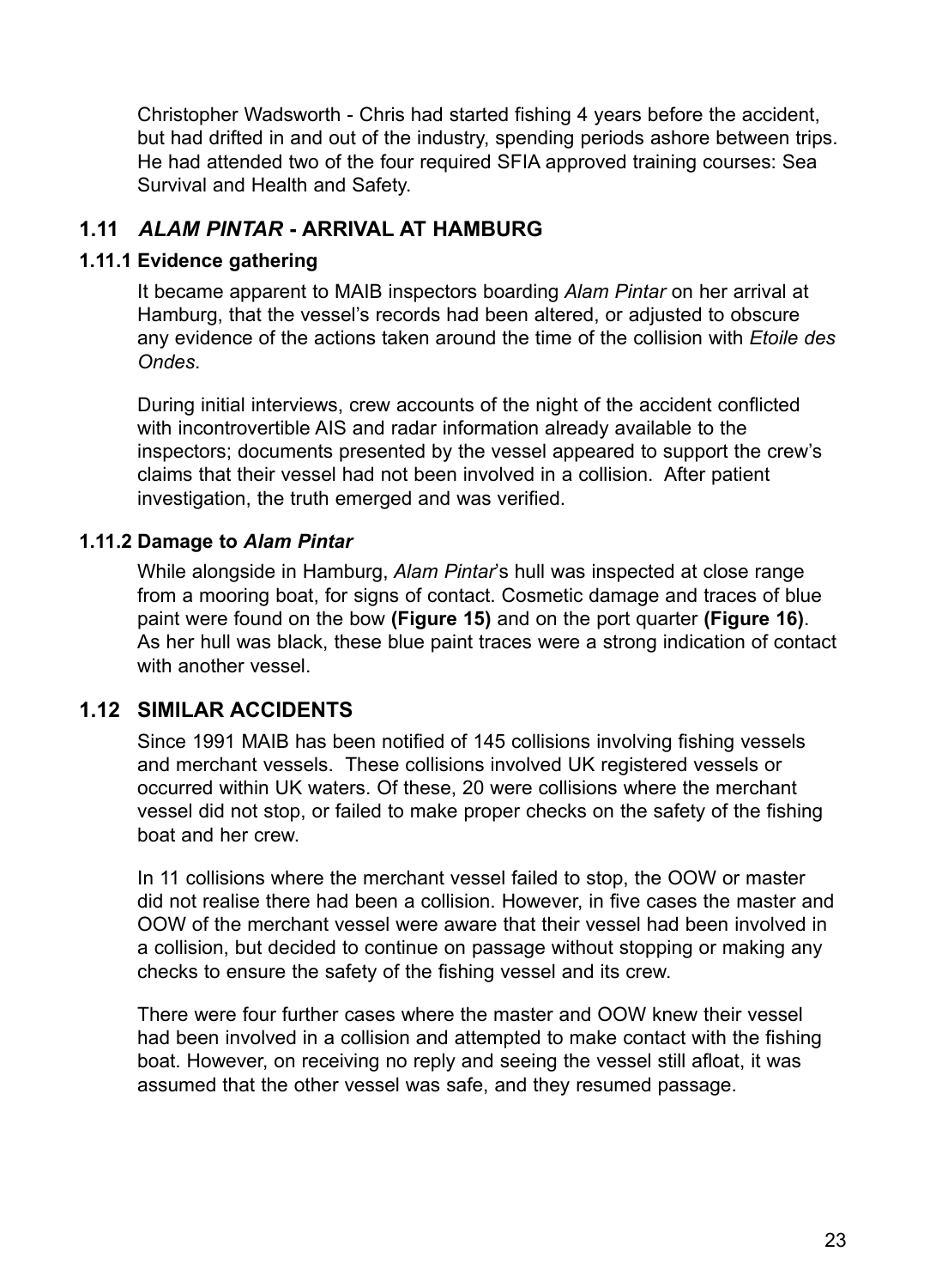Christopher Wadsworth - Chris had started fishing 4 years before the accident, but had drifted in and out of the industry, spending periods ashore between trips. He had attended two of the four required SFIA approved training courses: Sea Survival and Health and Safety.

## 1.11 *ALAM PINTAR* - ARRIVAL AT HAMBURG

### 1.11.1 Evidence gathering

It became apparent to MAIB inspectors boarding *Alam Pintar* on her arrival at Hamburg, that the vessel's records had been altered, or adjusted to obscure any evidence of the actions taken around the time of the collision with *Etoile des Ondes*.

During initial interviews, crew accounts of the night of the accident conflicted with incontrovertible AIS and radar information already available to the inspectors; documents presented by the vessel appeared to support the crew's claims that their vessel had not been involved in a collision. After patient investigation, the truth emerged and was verified.

### 1.11.2 Damage to *Alam Pintar*

While alongside in Hamburg, *Alam Pintar*'s hull was inspected at close range from a mooring boat, for signs of contact. Cosmetic damage and traces of blue paint were found on the bow **(Figure 15)** and on the port quarter **(Figure 16)**. As her hull was black, these blue paint traces were a strong indication of contact with another vessel.

## 1.12 SIMILAR ACCIDENTS

Since 1991 MAIB has been notified of 145 collisions involving fishing vessels and merchant vessels. These collisions involved UK registered vessels or occurred within UK waters. Of these, 20 were collisions where the merchant vessel did not stop, or failed to make proper checks on the safety of the fishing boat and her crew.

In 11 collisions where the merchant vessel failed to stop, the OOW or master did not realise there had been a collision. However, in five cases the master and OOW of the merchant vessel were aware that their vessel had been involved in a collision, but decided to continue on passage without stopping or making any checks to ensure the safety of the fishing vessel and its crew.

There were four further cases where the master and OOW knew their vessel had been involved in a collision and attempted to make contact with the fishing boat. However, on receiving no reply and seeing the vessel still afloat, it was assumed that the other vessel was safe, and they resumed passage.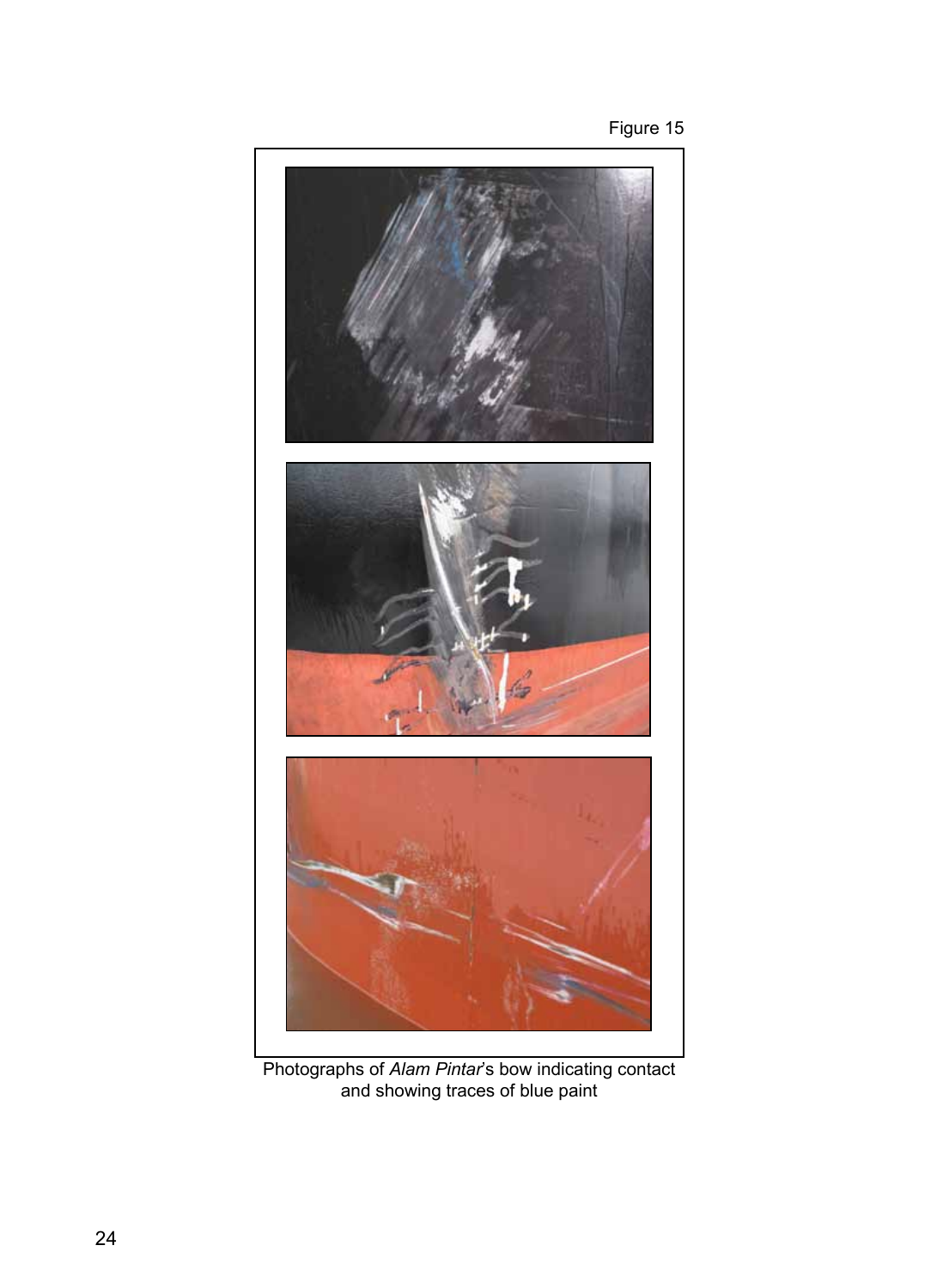Figure 15

Photographs of *Alam Pintar*'s bow indicating contact and showing traces of blue paint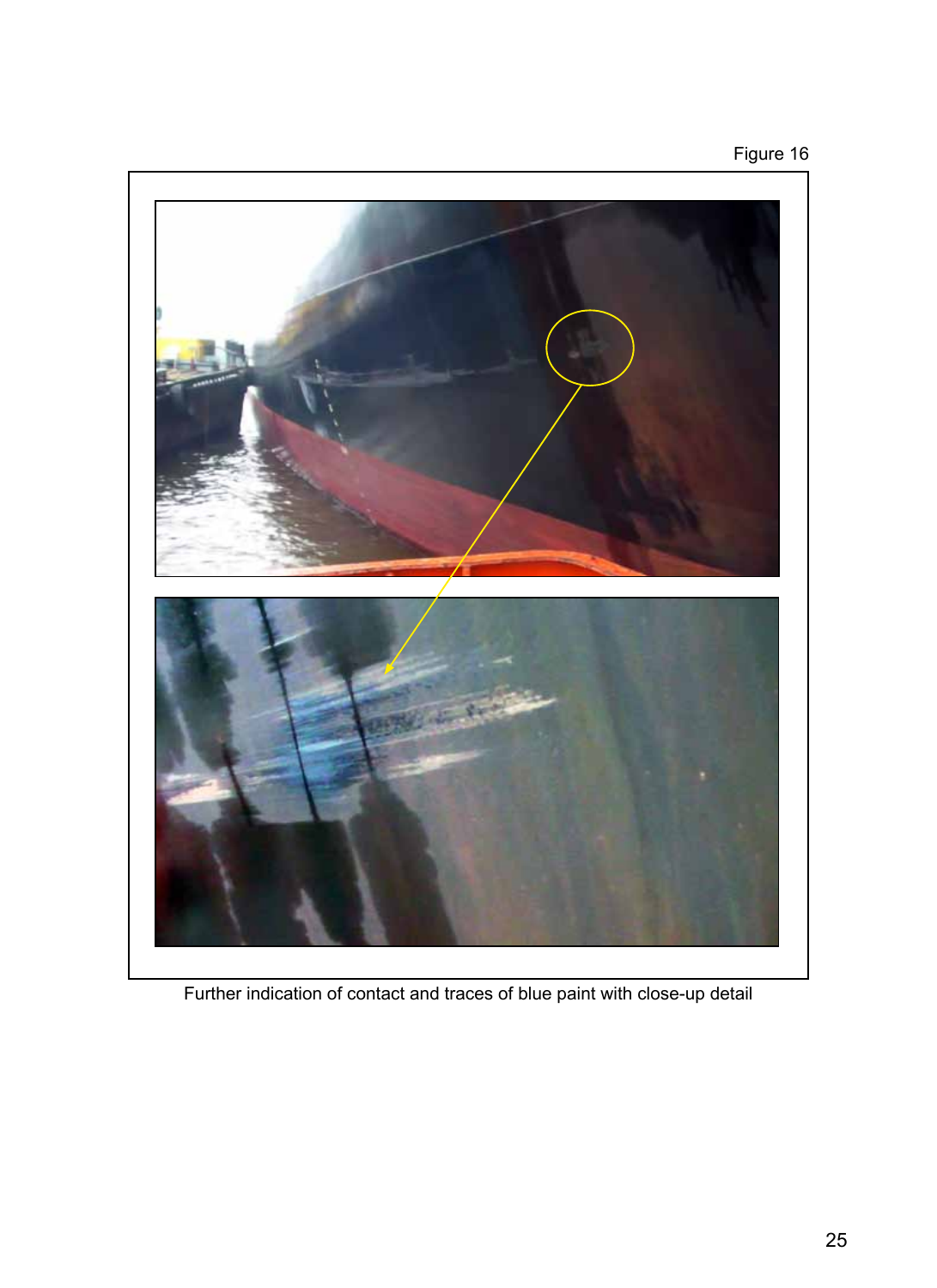Figure 16

Further indication of contact and traces of blue paint with close-up detail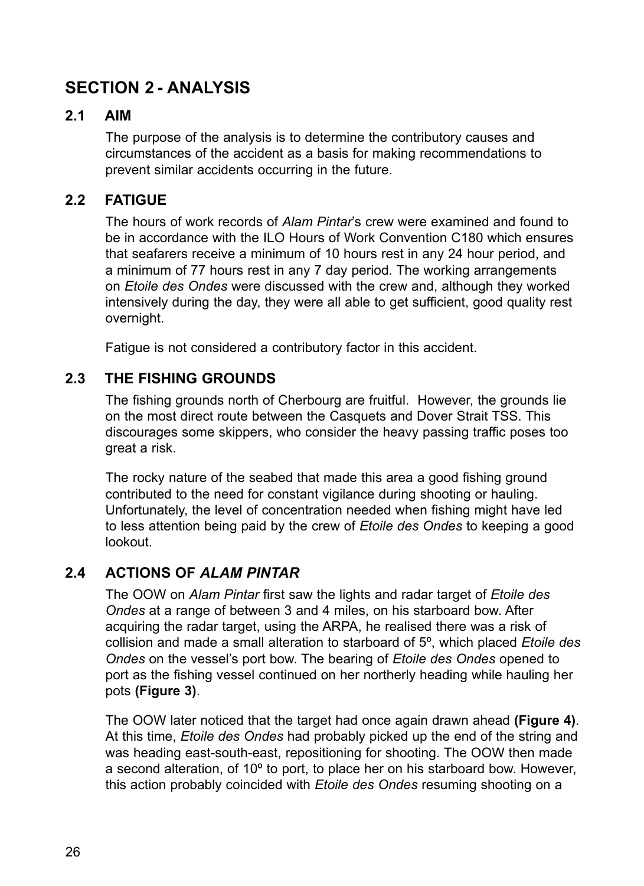# SECTION 2 - ANALYSIS

## 2.1 AIM

The purpose of the analysis is to determine the contributory causes and circumstances of the accident as a basis for making recommendations to prevent similar accidents occurring in the future.

## 2.2 FATIGUE

The hours of work records of *Alam Pintar*'s crew were examined and found to be in accordance with the ILO Hours of Work Convention C180 which ensures that seafarers receive a minimum of 10 hours rest in any 24 hour period, and a minimum of 77 hours rest in any 7 day period. The working arrangements on *Etoile des Ondes* were discussed with the crew and, although they worked intensively during the day, they were all able to get sufficient, good quality rest overnight.

Fatigue is not considered a contributory factor in this accident.

## 2.3 THE FISHING GROUNDS

The fishing grounds north of Cherbourg are fruitful. However, the grounds lie on the most direct route between the Casquets and Dover Strait TSS. This discourages some skippers, who consider the heavy passing traffic poses too great a risk.

The rocky nature of the seabed that made this area a good fishing ground contributed to the need for constant vigilance during shooting or hauling. Unfortunately, the level of concentration needed when fishing might have led to less attention being paid by the crew of *Etoile des Ondes* to keeping a good lookout.

## 2.4 ACTIONS OF *ALAM PINTAR*

The OOW on *Alam Pintar* first saw the lights and radar target of *Etoile des Ondes* at a range of between 3 and 4 miles, on his starboard bow. After acquiring the radar target, using the ARPA, he realised there was a risk of collision and made a small alteration to starboard of 5º, which placed *Etoile des Ondes* on the vessel's port bow. The bearing of *Etoile des Ondes* opened to port as the fishing vessel continued on her northerly heading while hauling her pots **(Figure 3)**.

The OOW later noticed that the target had once again drawn ahead **(Figure 4)**. At this time, *Etoile des Ondes* had probably picked up the end of the string and was heading east-south-east, repositioning for shooting. The OOW then made a second alteration, of 10º to port, to place her on his starboard bow. However, this action probably coincided with *Etoile des Ondes* resuming shooting on a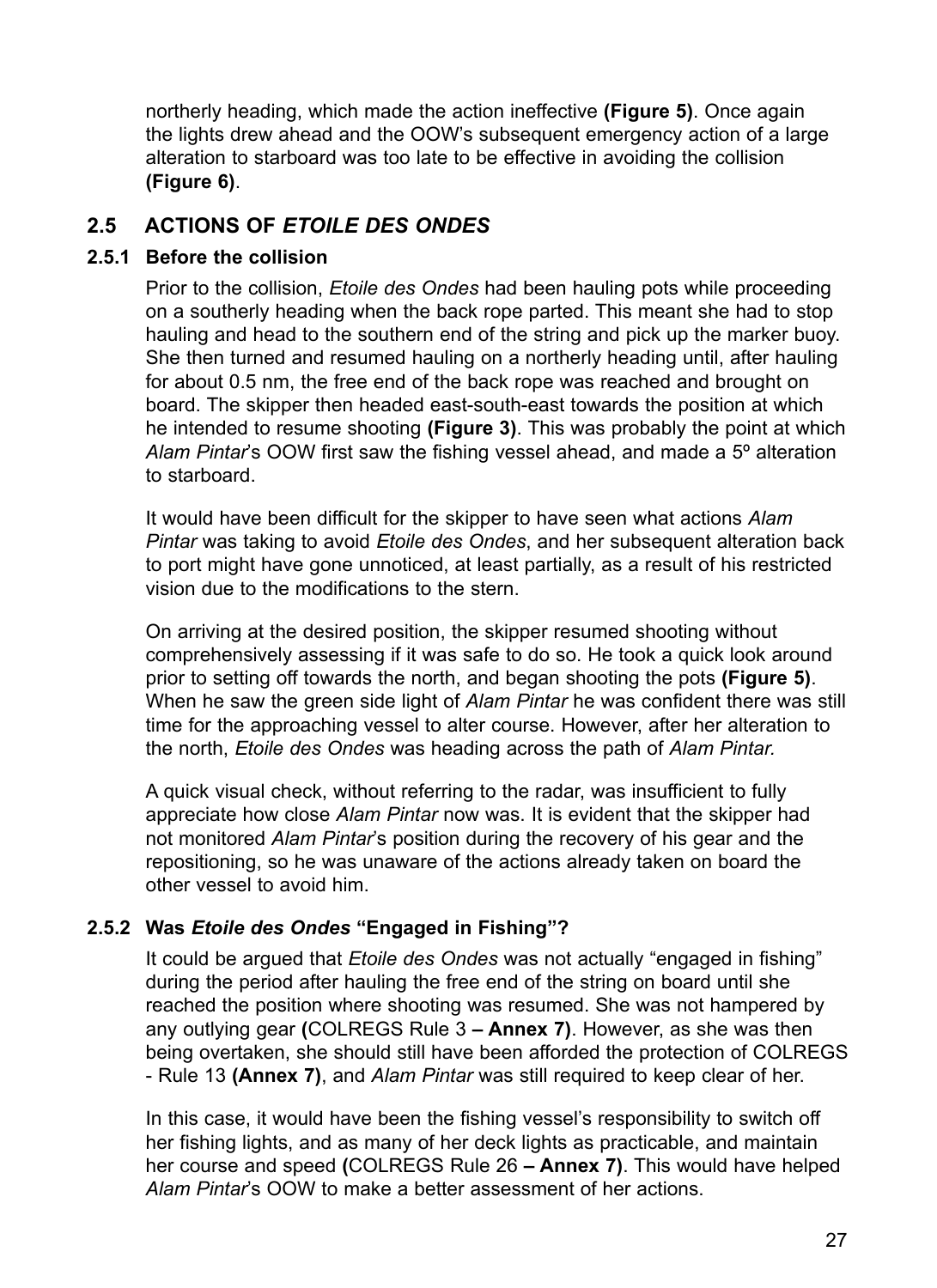northerly heading, which made the action ineffective **(Figure 5)**. Once again the lights drew ahead and the OOW's subsequent emergency action of a large alteration to starboard was too late to be effective in avoiding the collision **(Figure 6)**.

## 2.5 ACTIONS OF *ETOILE DES ONDES*

### 2.5.1 Before the collision

Prior to the collision, *Etoile des Ondes* had been hauling pots while proceeding on a southerly heading when the back rope parted. This meant she had to stop hauling and head to the southern end of the string and pick up the marker buoy. She then turned and resumed hauling on a northerly heading until, after hauling for about 0.5 nm, the free end of the back rope was reached and brought on board. The skipper then headed east-south-east towards the position at which he intended to resume shooting **(Figure 3)**. This was probably the point at which *Alam Pintar*'s OOW first saw the fishing vessel ahead, and made a 5º alteration to starboard.

It would have been difficult for the skipper to have seen what actions *Alam Pintar* was taking to avoid *Etoile des Ondes*, and her subsequent alteration back to port might have gone unnoticed, at least partially, as a result of his restricted vision due to the modifications to the stern.

On arriving at the desired position, the skipper resumed shooting without comprehensively assessing if it was safe to do so. He took a quick look around prior to setting off towards the north, and began shooting the pots **(Figure 5)**. When he saw the green side light of *Alam Pintar* he was confident there was still time for the approaching vessel to alter course. However, after her alteration to the north, *Etoile des Ondes* was heading across the path of *Alam Pintar*.

A quick visual check, without referring to the radar, was insufficient to fully appreciate how close *Alam Pintar* now was. It is evident that the skipper had not monitored *Alam Pintar*'s position during the recovery of his gear and the repositioning, so he was unaware of the actions already taken on board the other vessel to avoid him.

### 2.5.2 Was *Etoile des Ondes* "Engaged in Fishing"?

It could be argued that *Etoile des Ondes* was not actually "engaged in fishing" during the period after hauling the free end of the string on board until she reached the position where shooting was resumed. She was not hampered by any outlying gear **(**COLREGS Rule 3 **– Annex 7)**. However, as she was then being overtaken, she should still have been afforded the protection of COLREGS - Rule 13 **(Annex 7)**, and *Alam Pintar* was still required to keep clear of her.

In this case, it would have been the fishing vessel's responsibility to switch off her fishing lights, and as many of her deck lights as practicable, and maintain her course and speed **(**COLREGS Rule 26 **– Annex 7)**. This would have helped *Alam Pintar*'s OOW to make a better assessment of her actions.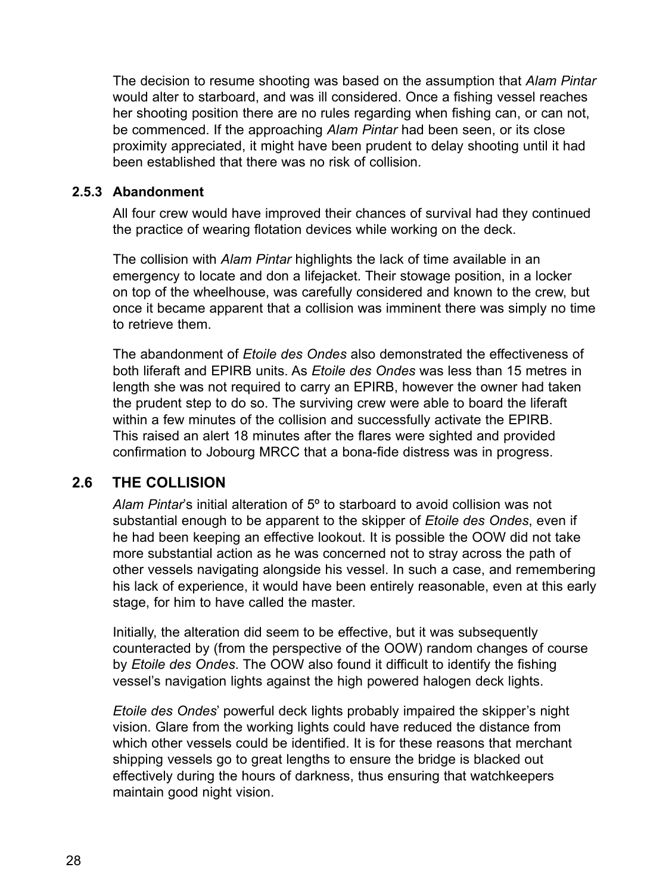The decision to resume shooting was based on the assumption that *Alam Pintar* would alter to starboard, and was ill considered. Once a fishing vessel reaches her shooting position there are no rules regarding when fishing can, or can not, be commenced. If the approaching *Alam Pintar* had been seen, or its close proximity appreciated, it might have been prudent to delay shooting until it had been established that there was no risk of collision.

#### 2.5.3 Abandonment

All four crew would have improved their chances of survival had they continued the practice of wearing flotation devices while working on the deck.

The collision with *Alam Pintar* highlights the lack of time available in an emergency to locate and don a lifejacket. Their stowage position, in a locker on top of the wheelhouse, was carefully considered and known to the crew, but once it became apparent that a collision was imminent there was simply no time to retrieve them.

The abandonment of *Etoile des Ondes* also demonstrated the effectiveness of both liferaft and EPIRB units. As *Etoile des Ondes* was less than 15 metres in length she was not required to carry an EPIRB, however the owner had taken the prudent step to do so. The surviving crew were able to board the liferaft within a few minutes of the collision and successfully activate the EPIRB. This raised an alert 18 minutes after the flares were sighted and provided confirmation to Jobourg MRCC that a bona-fide distress was in progress.

### 2.6 THE COLLISION

*Alam Pintar*'s initial alteration of 5º to starboard to avoid collision was not substantial enough to be apparent to the skipper of *Etoile des Ondes*, even if he had been keeping an effective lookout. It is possible the OOW did not take more substantial action as he was concerned not to stray across the path of other vessels navigating alongside his vessel. In such a case, and remembering his lack of experience, it would have been entirely reasonable, even at this early stage, for him to have called the master.

Initially, the alteration did seem to be effective, but it was subsequently counteracted by (from the perspective of the OOW) random changes of course by *Etoile des Ondes*. The OOW also found it difficult to identify the fishing vessel's navigation lights against the high powered halogen deck lights.

*Etoile des Ondes*' powerful deck lights probably impaired the skipper's night vision. Glare from the working lights could have reduced the distance from which other vessels could be identified. It is for these reasons that merchant shipping vessels go to great lengths to ensure the bridge is blacked out effectively during the hours of darkness, thus ensuring that watchkeepers maintain good night vision.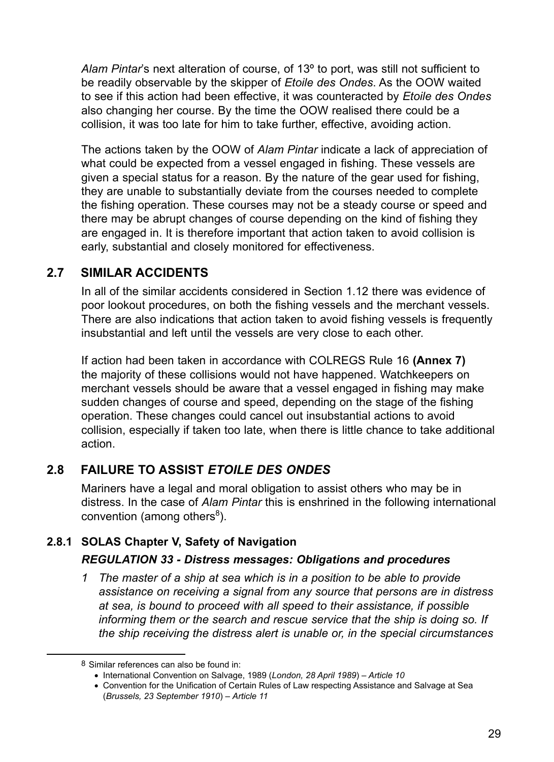*Alam Pintar*'s next alteration of course, of 13º to port, was still not sufficient to be readily observable by the skipper of *Etoile des Ondes*. As the OOW waited to see if this action had been effective, it was counteracted by *Etoile des Ondes* also changing her course. By the time the OOW realised there could be a collision, it was too late for him to take further, effective, avoiding action.

The actions taken by the OOW of *Alam Pintar* indicate a lack of appreciation of what could be expected from a vessel engaged in fishing. These vessels are given a special status for a reason. By the nature of the gear used for fishing, they are unable to substantially deviate from the courses needed to complete the fishing operation. These courses may not be a steady course or speed and there may be abrupt changes of course depending on the kind of fishing they are engaged in. It is therefore important that action taken to avoid collision is early, substantial and closely monitored for effectiveness.

## 2.7 SIMILAR ACCIDENTS

In all of the similar accidents considered in Section 1.12 there was evidence of poor lookout procedures, on both the fishing vessels and the merchant vessels. There are also indications that action taken to avoid fishing vessels is frequently insubstantial and left until the vessels are very close to each other.

If action had been taken in accordance with COLREGS Rule 16 **(Annex 7)** the majority of these collisions would not have happened. Watchkeepers on merchant vessels should be aware that a vessel engaged in fishing may make sudden changes of course and speed, depending on the stage of the fishing operation. These changes could cancel out insubstantial actions to avoid collision, especially if taken too late, when there is little chance to take additional action.

## 2.8 FAILURE TO ASSIST *ETOILE DES ONDES*

Mariners have a legal and moral obligation to assist others who may be in distress. In the case of *Alam Pintar* this is enshrined in the following international convention (among others[8]).

### 2.8.1 SOLAS Chapter V, Safety of Navigation

***REGULATION 33 - Distress messages: Obligations and procedures***

*1 The master of a ship at sea which is in a position to be able to provide assistance on receiving a signal from any source that persons are in distress at sea, is bound to proceed with all speed to their assistance, if possible informing them or the search and rescue service that the ship is doing so. If the ship receiving the distress alert is unable or, in the special circumstances*

---

8 Similar references can also be found in:

- International Convention on Salvage, 1989 (*London, 28 April 1989*) – *Article 10*
- Convention for the Unification of Certain Rules of Law respecting Assistance and Salvage at Sea (*Brussels, 23 September 1910*) – *Article 11*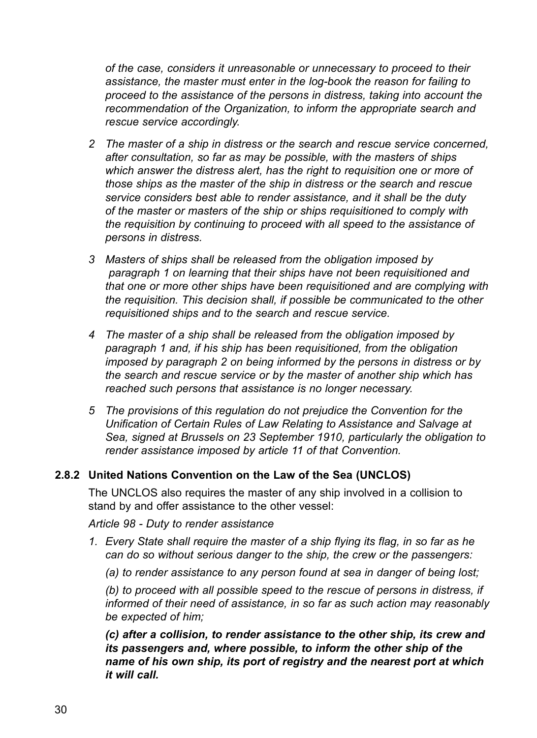*of the case, considers it unreasonable or unnecessary to proceed to their assistance, the master must enter in the log-book the reason for failing to proceed to the assistance of the persons in distress, taking into account the recommendation of the Organization, to inform the appropriate search and rescue service accordingly.*

*2 The master of a ship in distress or the search and rescue service concerned, after consultation, so far as may be possible, with the masters of ships which answer the distress alert, has the right to requisition one or more of those ships as the master of the ship in distress or the search and rescue service considers best able to render assistance, and it shall be the duty of the master or masters of the ship or ships requisitioned to comply with the requisition by continuing to proceed with all speed to the assistance of persons in distress.*

*3 Masters of ships shall be released from the obligation imposed by paragraph 1 on learning that their ships have not been requisitioned and that one or more other ships have been requisitioned and are complying with the requisition. This decision shall, if possible be communicated to the other requisitioned ships and to the search and rescue service.*

*4 The master of a ship shall be released from the obligation imposed by paragraph 1 and, if his ship has been requisitioned, from the obligation imposed by paragraph 2 on being informed by the persons in distress or by the search and rescue service or by the master of another ship which has reached such persons that assistance is no longer necessary.*

*5 The provisions of this regulation do not prejudice the Convention for the Unification of Certain Rules of Law Relating to Assistance and Salvage at Sea, signed at Brussels on 23 September 1910, particularly the obligation to render assistance imposed by article 11 of that Convention.*

### 2.8.2 United Nations Convention on the Law of the Sea (UNCLOS)

The UNCLOS also requires the master of any ship involved in a collision to stand by and offer assistance to the other vessel:

*Article 98 - Duty to render assistance*

*1. Every State shall require the master of a ship flying its flag, in so far as he can do so without serious danger to the ship, the crew or the passengers:*

*(a) to render assistance to any person found at sea in danger of being lost;*

*(b) to proceed with all possible speed to the rescue of persons in distress, if informed of their need of assistance, in so far as such action may reasonably be expected of him;*

***(c) after a collision, to render assistance to the other ship, its crew and its passengers and, where possible, to inform the other ship of the name of his own ship, its port of registry and the nearest port at which it will call.***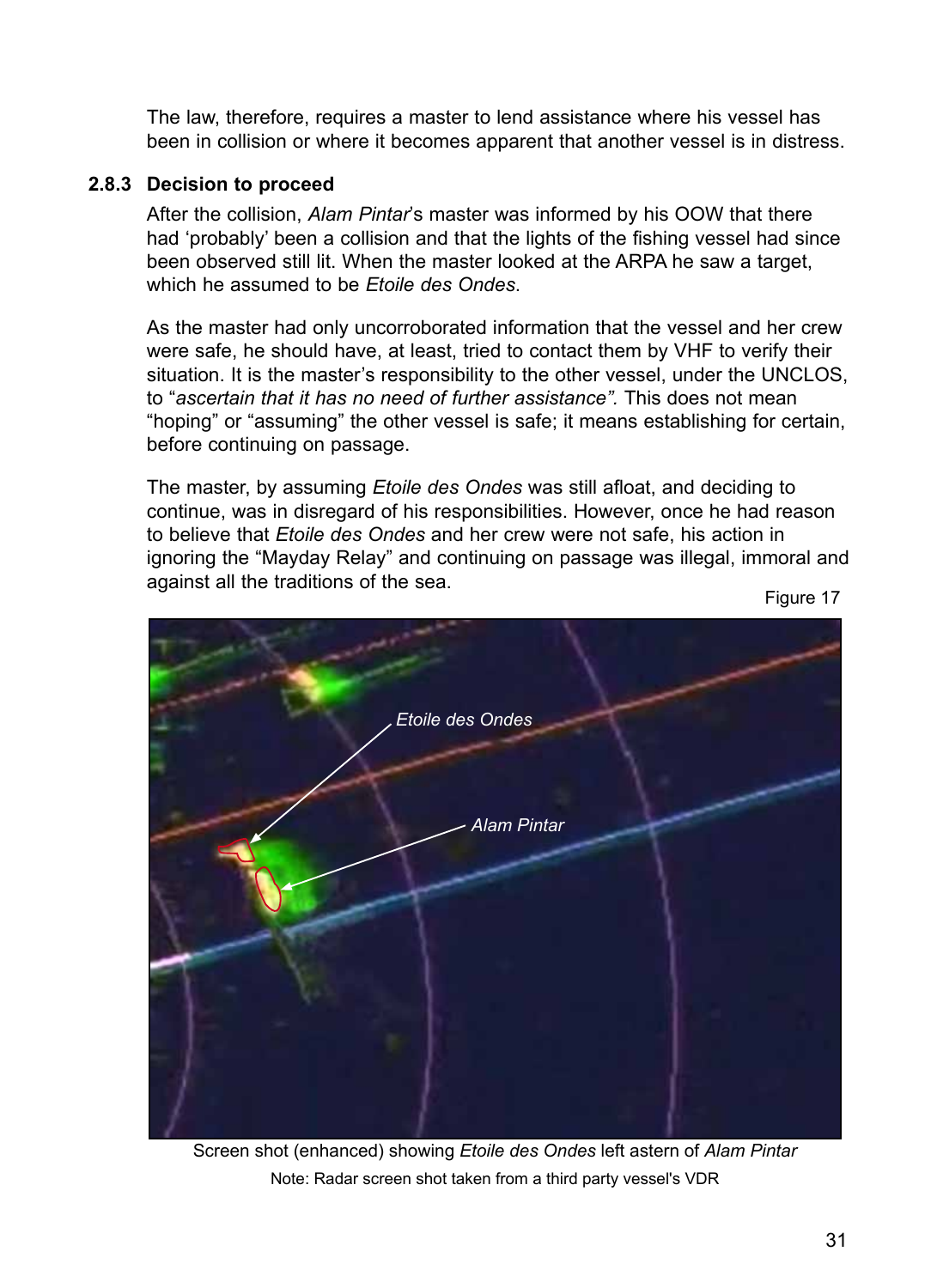The law, therefore, requires a master to lend assistance where his vessel has been in collision or where it becomes apparent that another vessel is in distress.

### 2.8.3 Decision to proceed

After the collision, *Alam Pintar*'s master was informed by his OOW that there had 'probably' been a collision and that the lights of the fishing vessel had since been observed still lit. When the master looked at the ARPA he saw a target, which he assumed to be *Etoile des Ondes*.

As the master had only uncorroborated information that the vessel and her crew were safe, he should have, at least, tried to contact them by VHF to verify their situation. It is the master's responsibility to the other vessel, under the UNCLOS, to "*ascertain that it has no need of further assistance".* This does not mean "hoping" or "assuming" the other vessel is safe; it means establishing for certain, before continuing on passage.

The master, by assuming *Etoile des Ondes* was still afloat, and deciding to continue, was in disregard of his responsibilities. However, once he had reason to believe that *Etoile des Ondes* and her crew were not safe, his action in ignoring the "Mayday Relay" and continuing on passage was illegal, immoral and against all the traditions of the sea.

Figure 17

Screen shot (enhanced) showing *Etoile des Ondes* left astern of *Alam Pintar*

Note: Radar screen shot taken from a third party vessel's VDR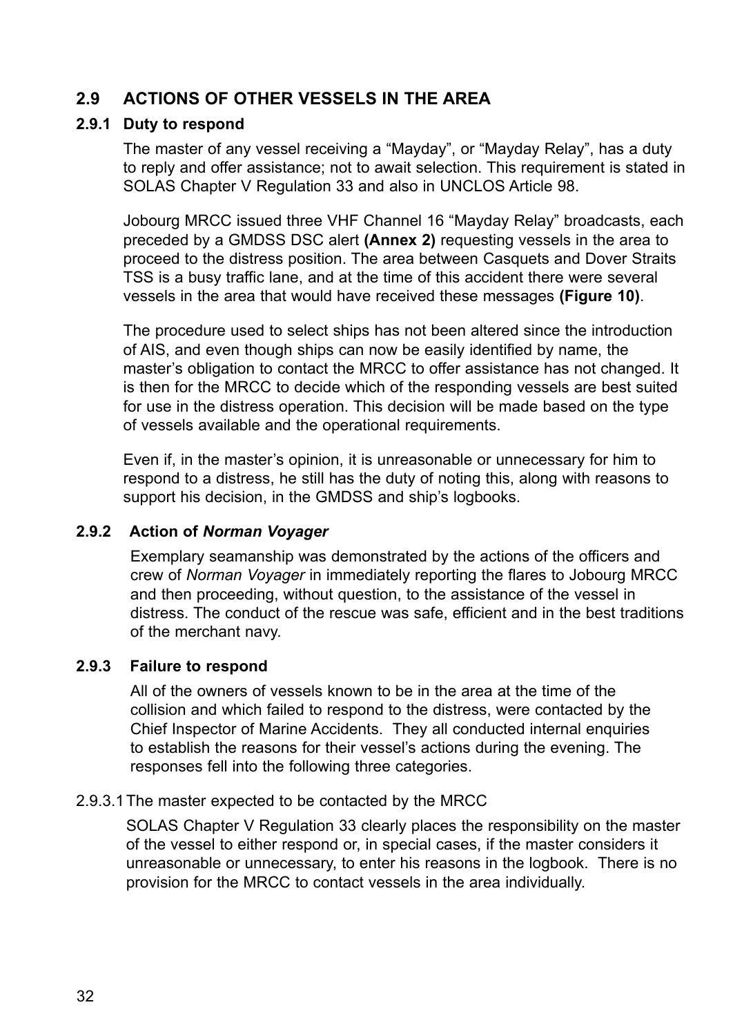## 2.9 ACTIONS OF OTHER VESSELS IN THE AREA

### 2.9.1 Duty to respond

The master of any vessel receiving a "Mayday", or "Mayday Relay", has a duty to reply and offer assistance; not to await selection. This requirement is stated in SOLAS Chapter V Regulation 33 and also in UNCLOS Article 98.

Jobourg MRCC issued three VHF Channel 16 "Mayday Relay" broadcasts, each preceded by a GMDSS DSC alert **(Annex 2)** requesting vessels in the area to proceed to the distress position. The area between Casquets and Dover Straits TSS is a busy traffic lane, and at the time of this accident there were several vessels in the area that would have received these messages **(Figure 10)**.

The procedure used to select ships has not been altered since the introduction of AIS, and even though ships can now be easily identified by name, the master's obligation to contact the MRCC to offer assistance has not changed. It is then for the MRCC to decide which of the responding vessels are best suited for use in the distress operation. This decision will be made based on the type of vessels available and the operational requirements.

Even if, in the master's opinion, it is unreasonable or unnecessary for him to respond to a distress, he still has the duty of noting this, along with reasons to support his decision, in the GMDSS and ship's logbooks.

### 2.9.2 Action of *Norman Voyager*

Exemplary seamanship was demonstrated by the actions of the officers and crew of *Norman Voyager* in immediately reporting the flares to Jobourg MRCC and then proceeding, without question, to the assistance of the vessel in distress. The conduct of the rescue was safe, efficient and in the best traditions of the merchant navy.

### 2.9.3 Failure to respond

All of the owners of vessels known to be in the area at the time of the collision and which failed to respond to the distress, were contacted by the Chief Inspector of Marine Accidents. They all conducted internal enquiries to establish the reasons for their vessel's actions during the evening. The responses fell into the following three categories.

#### 2.9.3.1 The master expected to be contacted by the MRCC

SOLAS Chapter V Regulation 33 clearly places the responsibility on the master of the vessel to either respond or, in special cases, if the master considers it unreasonable or unnecessary, to enter his reasons in the logbook. There is no provision for the MRCC to contact vessels in the area individually.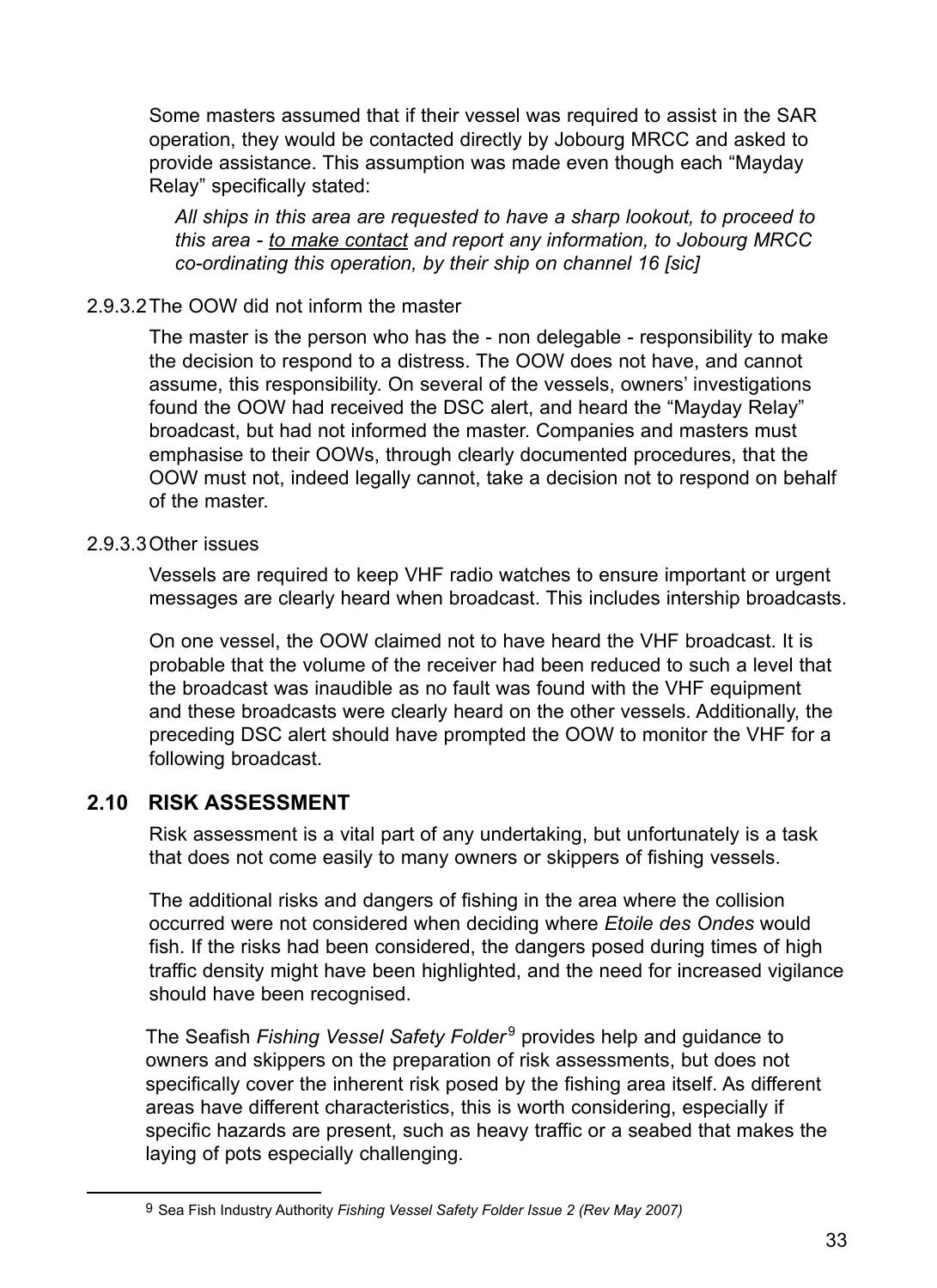Some masters assumed that if their vessel was required to assist in the SAR operation, they would be contacted directly by Jobourg MRCC and asked to provide assistance. This assumption was made even though each "Mayday Relay" specifically stated:

> *All ships in this area are requested to have a sharp lookout, to proceed to this area - to make contact and report any information, to Jobourg MRCC co-ordinating this operation, by their ship on channel 16 [sic]*

2.9.3.2 The OOW did not inform the master

The master is the person who has the - non delegable - responsibility to make the decision to respond to a distress. The OOW does not have, and cannot assume, this responsibility. On several of the vessels, owners' investigations found the OOW had received the DSC alert, and heard the "Mayday Relay" broadcast, but had not informed the master. Companies and masters must emphasise to their OOWs, through clearly documented procedures, that the OOW must not, indeed legally cannot, take a decision not to respond on behalf of the master.

2.9.3.3 Other issues

Vessels are required to keep VHF radio watches to ensure important or urgent messages are clearly heard when broadcast. This includes intership broadcasts.

On one vessel, the OOW claimed not to have heard the VHF broadcast. It is probable that the volume of the receiver had been reduced to such a level that the broadcast was inaudible as no fault was found with the VHF equipment and these broadcasts were clearly heard on the other vessels. Additionally, the preceding DSC alert should have prompted the OOW to monitor the VHF for a following broadcast.

## 2.10 RISK ASSESSMENT

Risk assessment is a vital part of any undertaking, but unfortunately is a task that does not come easily to many owners or skippers of fishing vessels.

The additional risks and dangers of fishing in the area where the collision occurred were not considered when deciding where *Etoile des Ondes* would fish. If the risks had been considered, the dangers posed during times of high traffic density might have been highlighted, and the need for increased vigilance should have been recognised.

The Seafish *Fishing Vessel Safety Folder*[9] provides help and guidance to owners and skippers on the preparation of risk assessments, but does not specifically cover the inherent risk posed by the fishing area itself. As different areas have different characteristics, this is worth considering, especially if specific hazards are present, such as heavy traffic or a seabed that makes the laying of pots especially challenging.

---

[9] Sea Fish Industry Authority *Fishing Vessel Safety Folder Issue 2 (Rev May 2007)*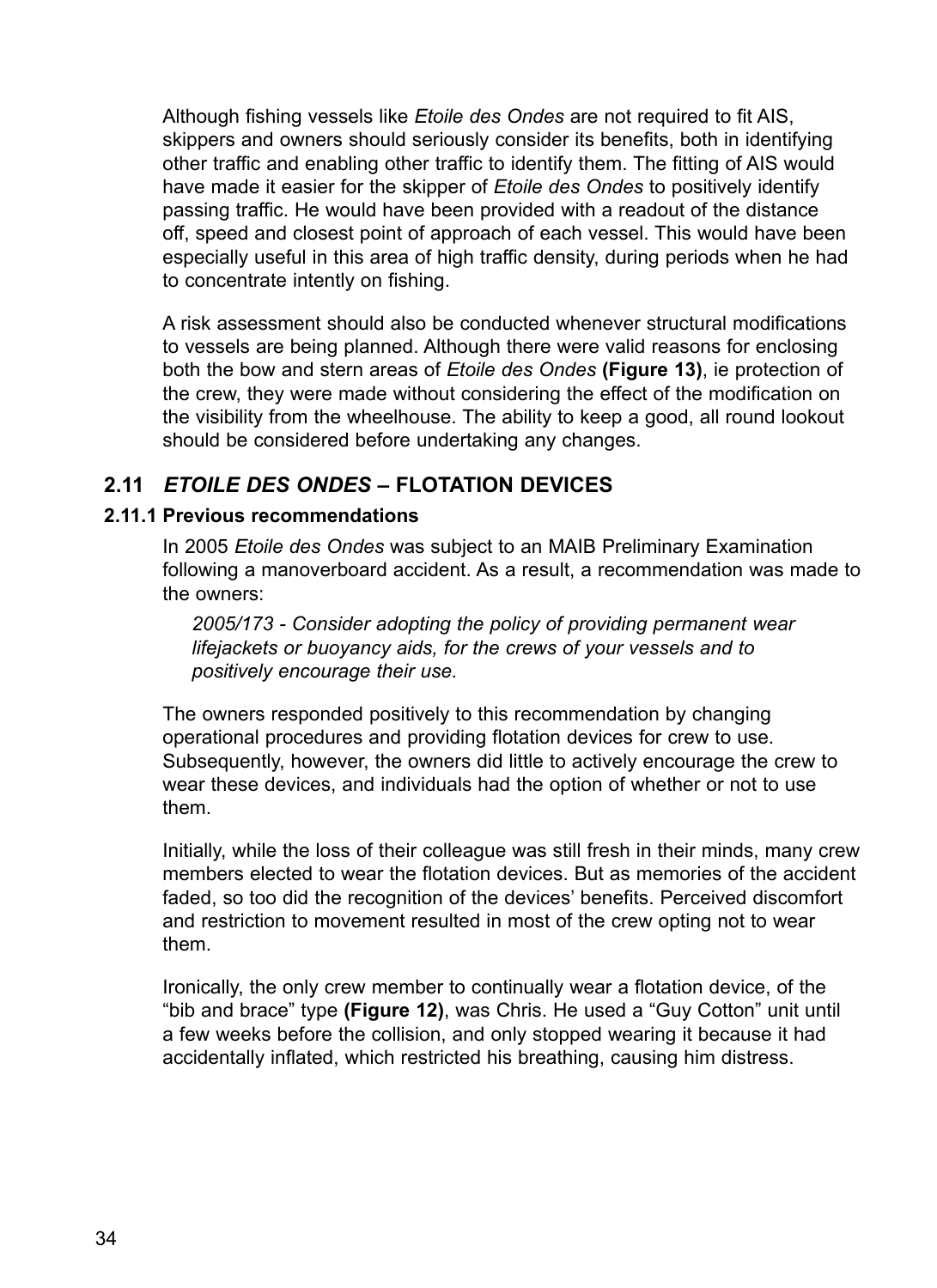Although fishing vessels like *Etoile des Ondes* are not required to fit AIS, skippers and owners should seriously consider its benefits, both in identifying other traffic and enabling other traffic to identify them. The fitting of AIS would have made it easier for the skipper of *Etoile des Ondes* to positively identify passing traffic. He would have been provided with a readout of the distance off, speed and closest point of approach of each vessel. This would have been especially useful in this area of high traffic density, during periods when he had to concentrate intently on fishing.

A risk assessment should also be conducted whenever structural modifications to vessels are being planned. Although there were valid reasons for enclosing both the bow and stern areas of *Etoile des Ondes* **(Figure 13)**, ie protection of the crew, they were made without considering the effect of the modification on the visibility from the wheelhouse. The ability to keep a good, all round lookout should be considered before undertaking any changes.

## 2.11 *ETOILE DES ONDES* – FLOTATION DEVICES

### 2.11.1 Previous recommendations

In 2005 *Etoile des Ondes* was subject to an MAIB Preliminary Examination following a manoverboard accident. As a result, a recommendation was made to the owners:

> *2005/173 - Consider adopting the policy of providing permanent wear lifejackets or buoyancy aids, for the crews of your vessels and to positively encourage their use.*

The owners responded positively to this recommendation by changing operational procedures and providing flotation devices for crew to use. Subsequently, however, the owners did little to actively encourage the crew to wear these devices, and individuals had the option of whether or not to use them.

Initially, while the loss of their colleague was still fresh in their minds, many crew members elected to wear the flotation devices. But as memories of the accident faded, so too did the recognition of the devices' benefits. Perceived discomfort and restriction to movement resulted in most of the crew opting not to wear them.

Ironically, the only crew member to continually wear a flotation device, of the "bib and brace" type **(Figure 12)**, was Chris. He used a "Guy Cotton" unit until a few weeks before the collision, and only stopped wearing it because it had accidentally inflated, which restricted his breathing, causing him distress.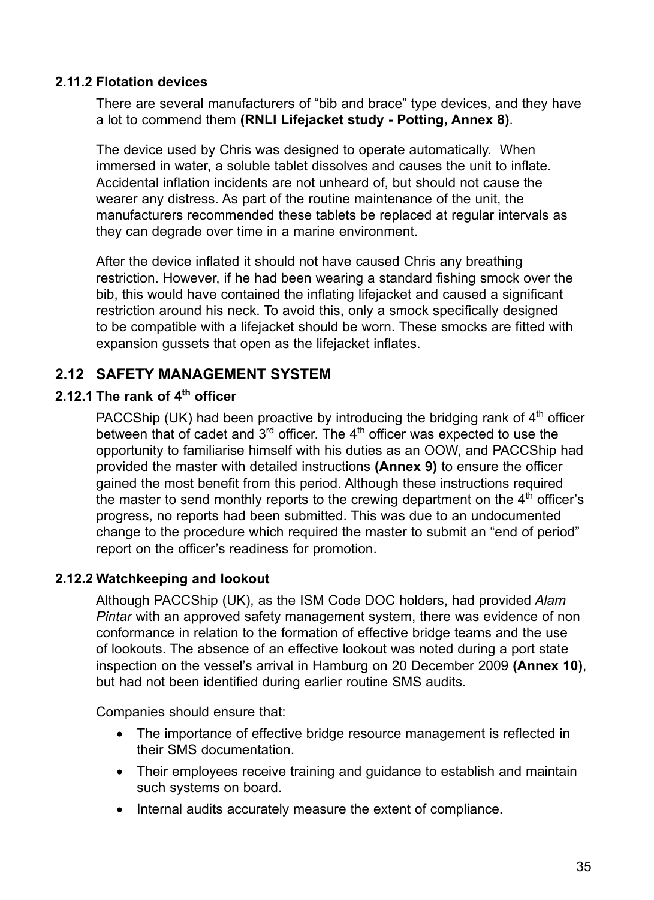### 2.11.2 Flotation devices

There are several manufacturers of "bib and brace" type devices, and they have a lot to commend them **(RNLI Lifejacket study - Potting, Annex 8)**.

The device used by Chris was designed to operate automatically. When immersed in water, a soluble tablet dissolves and causes the unit to inflate. Accidental inflation incidents are not unheard of, but should not cause the wearer any distress. As part of the routine maintenance of the unit, the manufacturers recommended these tablets be replaced at regular intervals as they can degrade over time in a marine environment.

After the device inflated it should not have caused Chris any breathing restriction. However, if he had been wearing a standard fishing smock over the bib, this would have contained the inflating lifejacket and caused a significant restriction around his neck. To avoid this, only a smock specifically designed to be compatible with a lifejacket should be worn. These smocks are fitted with expansion gussets that open as the lifejacket inflates.

## 2.12 SAFETY MANAGEMENT SYSTEM

### 2.12.1 The rank of 4th officer

PACCShip (UK) had been proactive by introducing the bridging rank of 4th officer between that of cadet and 3rd officer. The 4th officer was expected to use the opportunity to familiarise himself with his duties as an OOW, and PACCShip had provided the master with detailed instructions **(Annex 9)** to ensure the officer gained the most benefit from this period. Although these instructions required the master to send monthly reports to the crewing department on the 4th officer's progress, no reports had been submitted. This was due to an undocumented change to the procedure which required the master to submit an "end of period" report on the officer's readiness for promotion.

### 2.12.2 Watchkeeping and lookout

Although PACCShip (UK), as the ISM Code DOC holders, had provided *Alam Pintar* with an approved safety management system, there was evidence of non conformance in relation to the formation of effective bridge teams and the use of lookouts. The absence of an effective lookout was noted during a port state inspection on the vessel's arrival in Hamburg on 20 December 2009 **(Annex 10)**, but had not been identified during earlier routine SMS audits.

Companies should ensure that:

- The importance of effective bridge resource management is reflected in their SMS documentation.
- Their employees receive training and guidance to establish and maintain such systems on board.
- Internal audits accurately measure the extent of compliance.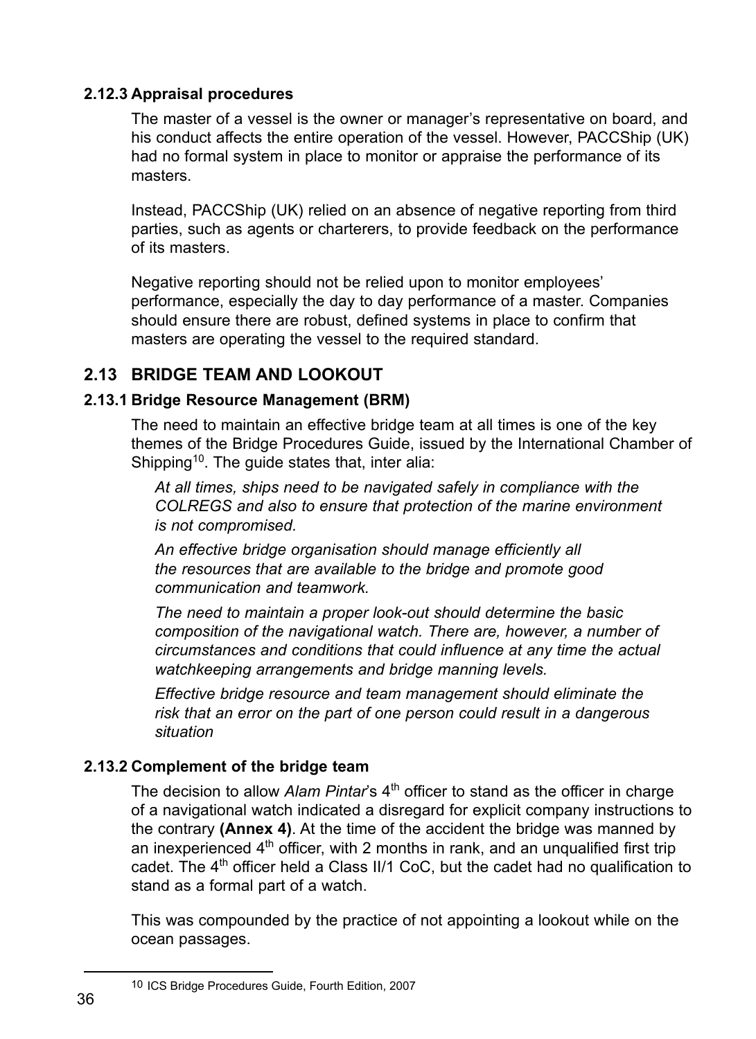### 2.12.3 Appraisal procedures

The master of a vessel is the owner or manager's representative on board, and his conduct affects the entire operation of the vessel. However, PACCShip (UK) had no formal system in place to monitor or appraise the performance of its masters.

Instead, PACCShip (UK) relied on an absence of negative reporting from third parties, such as agents or charterers, to provide feedback on the performance of its masters.

Negative reporting should not be relied upon to monitor employees' performance, especially the day to day performance of a master. Companies should ensure there are robust, defined systems in place to confirm that masters are operating the vessel to the required standard.

## 2.13 BRIDGE TEAM AND LOOKOUT

### 2.13.1 Bridge Resource Management (BRM)

The need to maintain an effective bridge team at all times is one of the key themes of the Bridge Procedures Guide, issued by the International Chamber of Shipping[10]. The guide states that, inter alia:

> *At all times, ships need to be navigated safely in compliance with the COLREGS and also to ensure that protection of the marine environment is not compromised.*
>
> *An effective bridge organisation should manage efficiently all the resources that are available to the bridge and promote good communication and teamwork.*
>
> *The need to maintain a proper look-out should determine the basic composition of the navigational watch. There are, however, a number of circumstances and conditions that could influence at any time the actual watchkeeping arrangements and bridge manning levels.*
>
> *Effective bridge resource and team management should eliminate the risk that an error on the part of one person could result in a dangerous situation*

### 2.13.2 Complement of the bridge team

The decision to allow *Alam Pintar*'s 4th officer to stand as the officer in charge of a navigational watch indicated a disregard for explicit company instructions to the contrary **(Annex 4)**. At the time of the accident the bridge was manned by an inexperienced 4th officer, with 2 months in rank, and an unqualified first trip cadet. The 4th officer held a Class II/1 CoC, but the cadet had no qualification to stand as a formal part of a watch.

This was compounded by the practice of not appointing a lookout while on the ocean passages.

[10] ICS Bridge Procedures Guide, Fourth Edition, 2007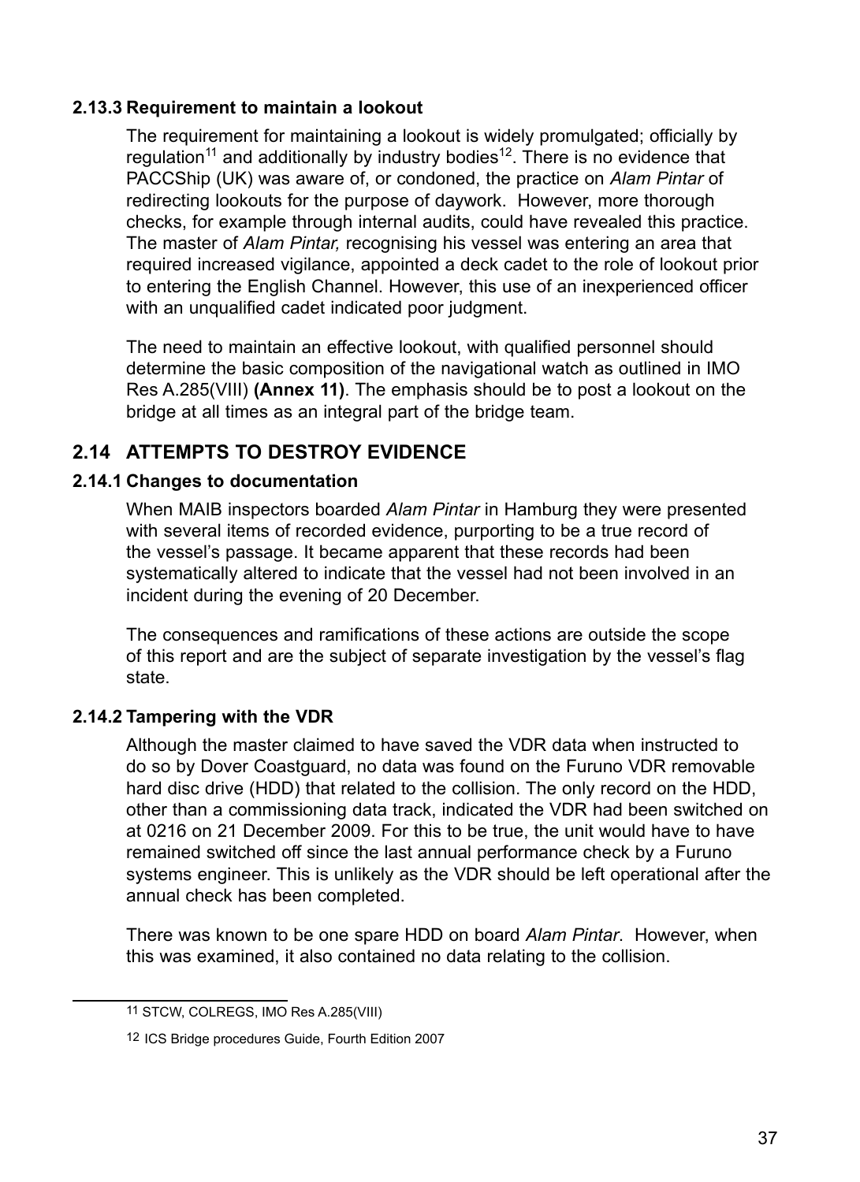#### 2.13.3 Requirement to maintain a lookout

The requirement for maintaining a lookout is widely promulgated; officially by regulation[11] and additionally by industry bodies[12]. There is no evidence that PACCShip (UK) was aware of, or condoned, the practice on *Alam Pintar* of redirecting lookouts for the purpose of daywork. However, more thorough checks, for example through internal audits, could have revealed this practice. The master of *Alam Pintar,* recognising his vessel was entering an area that required increased vigilance, appointed a deck cadet to the role of lookout prior to entering the English Channel. However, this use of an inexperienced officer with an unqualified cadet indicated poor judgment.

The need to maintain an effective lookout, with qualified personnel should determine the basic composition of the navigational watch as outlined in IMO Res A.285(VIII) **(Annex 11)**. The emphasis should be to post a lookout on the bridge at all times as an integral part of the bridge team.

### 2.14 ATTEMPTS TO DESTROY EVIDENCE

#### 2.14.1 Changes to documentation

When MAIB inspectors boarded *Alam Pintar* in Hamburg they were presented with several items of recorded evidence, purporting to be a true record of the vessel's passage. It became apparent that these records had been systematically altered to indicate that the vessel had not been involved in an incident during the evening of 20 December.

The consequences and ramifications of these actions are outside the scope of this report and are the subject of separate investigation by the vessel's flag state.

#### 2.14.2 Tampering with the VDR

Although the master claimed to have saved the VDR data when instructed to do so by Dover Coastguard, no data was found on the Furuno VDR removable hard disc drive (HDD) that related to the collision. The only record on the HDD, other than a commissioning data track, indicated the VDR had been switched on at 0216 on 21 December 2009. For this to be true, the unit would have to have remained switched off since the last annual performance check by a Furuno systems engineer. This is unlikely as the VDR should be left operational after the annual check has been completed.

There was known to be one spare HDD on board *Alam Pintar*. However, when this was examined, it also contained no data relating to the collision.

---

11 STCW, COLREGS, IMO Res A.285(VIII)

12 ICS Bridge procedures Guide, Fourth Edition 2007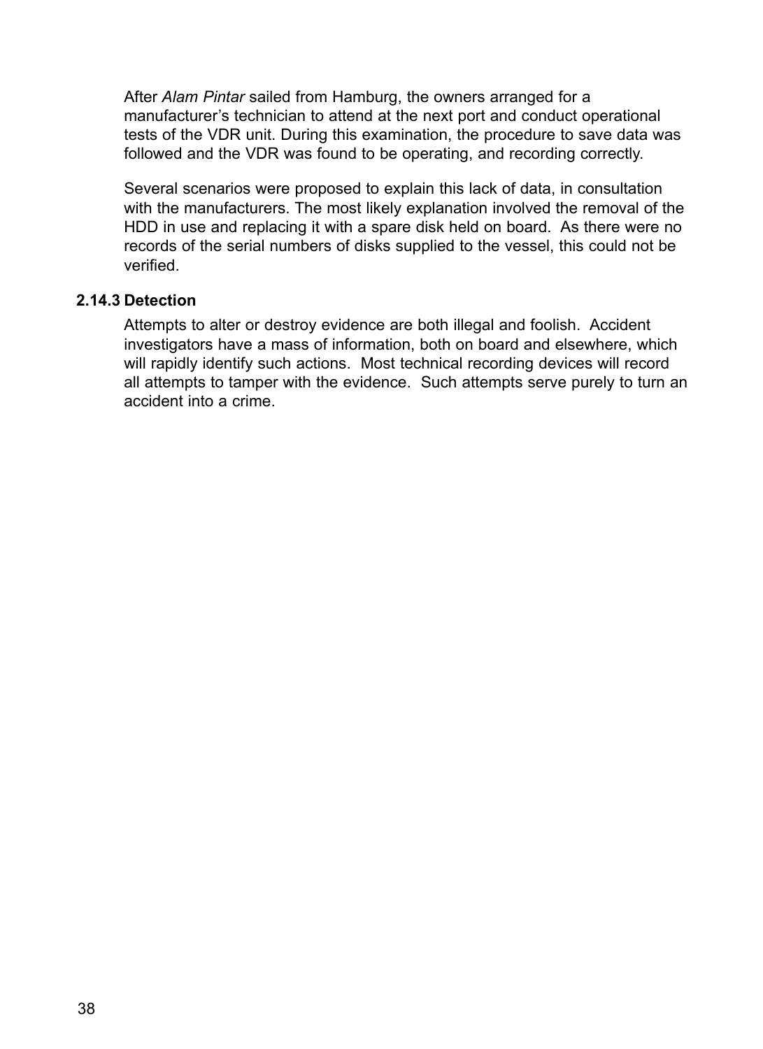After *Alam Pintar* sailed from Hamburg, the owners arranged for a manufacturer's technician to attend at the next port and conduct operational tests of the VDR unit. During this examination, the procedure to save data was followed and the VDR was found to be operating, and recording correctly.

Several scenarios were proposed to explain this lack of data, in consultation with the manufacturers. The most likely explanation involved the removal of the HDD in use and replacing it with a spare disk held on board. As there were no records of the serial numbers of disks supplied to the vessel, this could not be verified.

### 2.14.3 Detection

Attempts to alter or destroy evidence are both illegal and foolish. Accident investigators have a mass of information, both on board and elsewhere, which will rapidly identify such actions. Most technical recording devices will record all attempts to tamper with the evidence. Such attempts serve purely to turn an accident into a crime.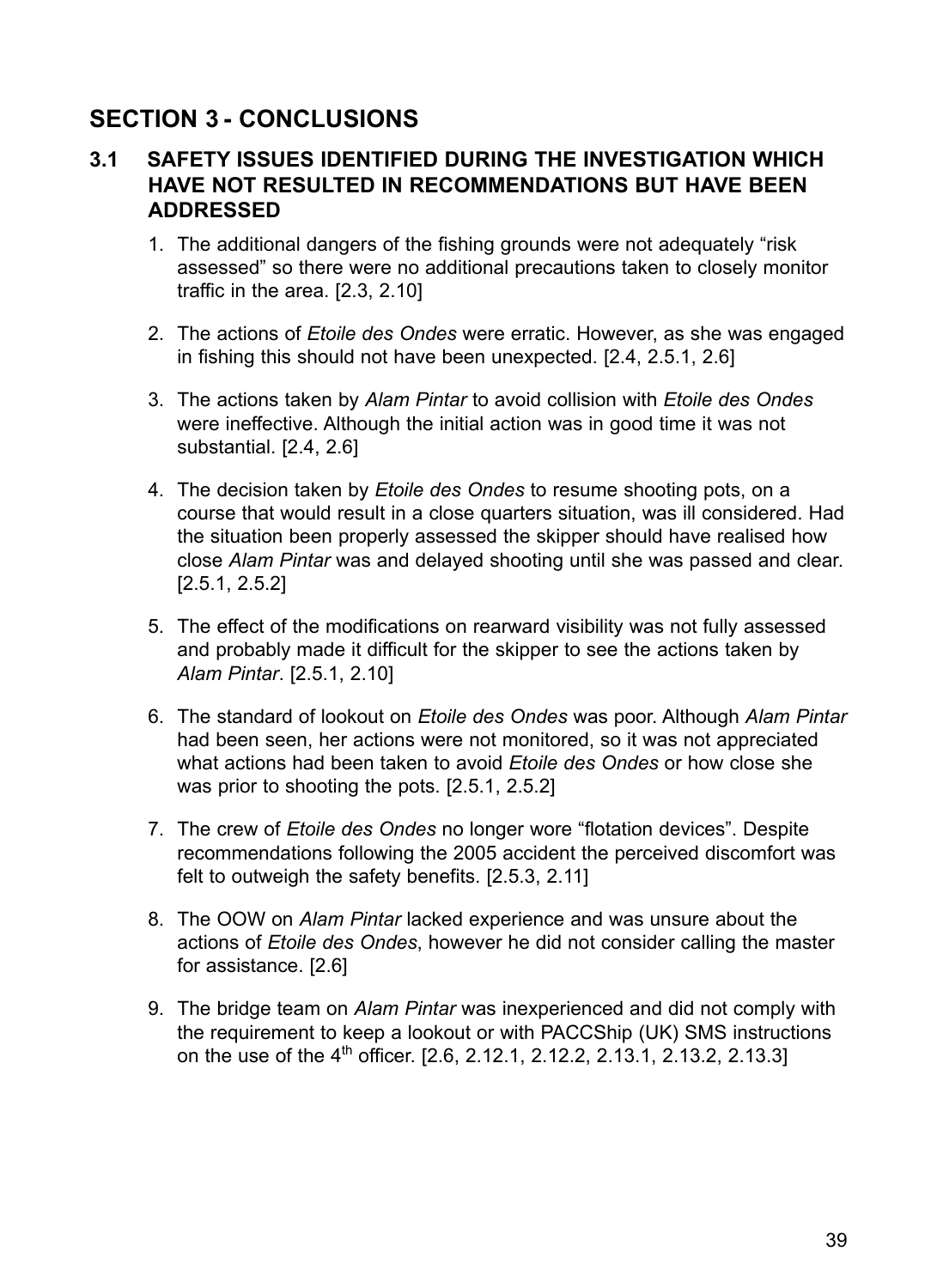## SECTION 3 - CONCLUSIONS

### 3.1 SAFETY ISSUES IDENTIFIED DURING THE INVESTIGATION WHICH HAVE NOT RESULTED IN RECOMMENDATIONS BUT HAVE BEEN ADDRESSED

1. The additional dangers of the fishing grounds were not adequately "risk assessed" so there were no additional precautions taken to closely monitor traffic in the area. [2.3, 2.10]

2. The actions of *Etoile des Ondes* were erratic. However, as she was engaged in fishing this should not have been unexpected. [2.4, 2.5.1, 2.6]

3. The actions taken by *Alam Pintar* to avoid collision with *Etoile des Ondes* were ineffective. Although the initial action was in good time it was not substantial. [2.4, 2.6]

4. The decision taken by *Etoile des Ondes* to resume shooting pots, on a course that would result in a close quarters situation, was ill considered. Had the situation been properly assessed the skipper should have realised how close *Alam Pintar* was and delayed shooting until she was passed and clear. [2.5.1, 2.5.2]

5. The effect of the modifications on rearward visibility was not fully assessed and probably made it difficult for the skipper to see the actions taken by *Alam Pintar*. [2.5.1, 2.10]

6. The standard of lookout on *Etoile des Ondes* was poor. Although *Alam Pintar* had been seen, her actions were not monitored, so it was not appreciated what actions had been taken to avoid *Etoile des Ondes* or how close she was prior to shooting the pots. [2.5.1, 2.5.2]

7. The crew of *Etoile des Ondes* no longer wore "flotation devices". Despite recommendations following the 2005 accident the perceived discomfort was felt to outweigh the safety benefits. [2.5.3, 2.11]

8. The OOW on *Alam Pintar* lacked experience and was unsure about the actions of *Etoile des Ondes*, however he did not consider calling the master for assistance. [2.6]

9. The bridge team on *Alam Pintar* was inexperienced and did not comply with the requirement to keep a lookout or with PACCShip (UK) SMS instructions on the use of the 4th officer. [2.6, 2.12.1, 2.12.2, 2.13.1, 2.13.2, 2.13.3]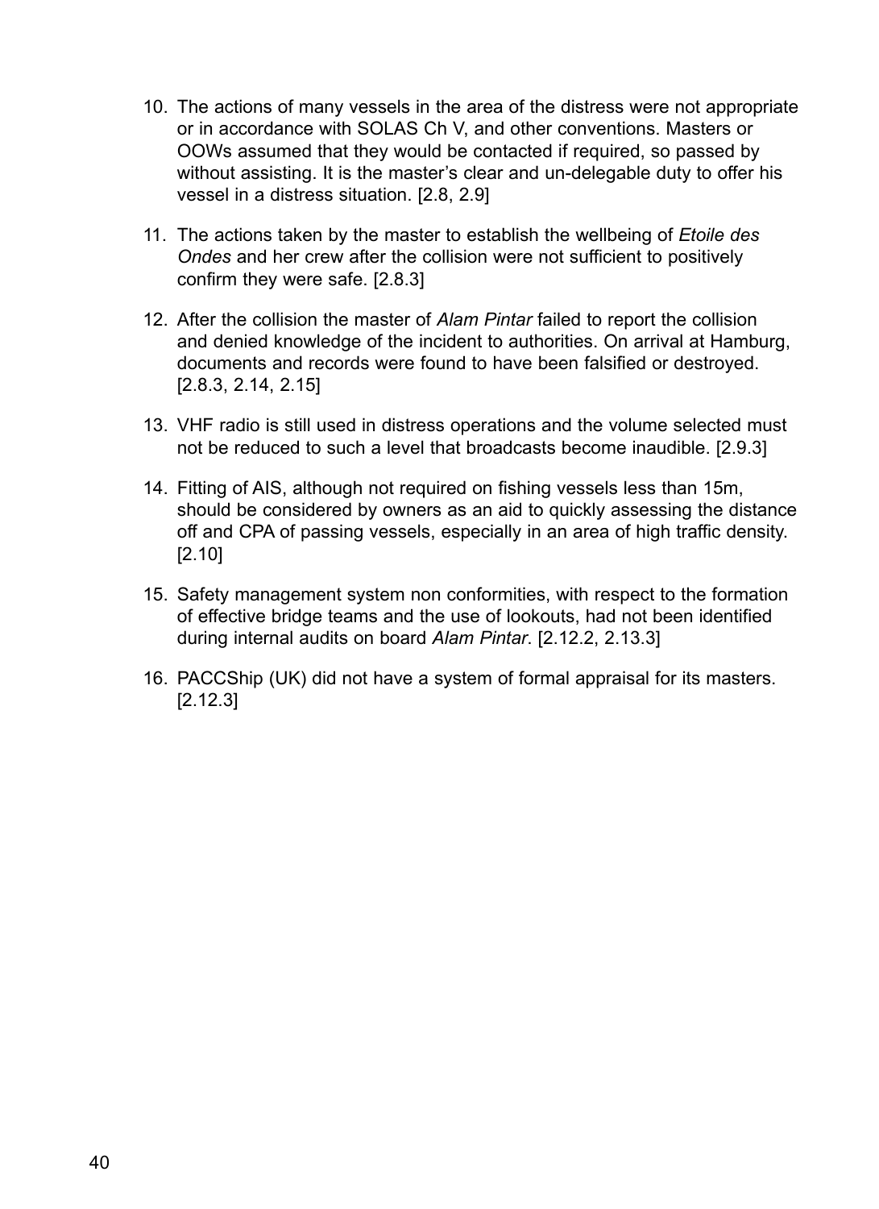10. The actions of many vessels in the area of the distress were not appropriate or in accordance with SOLAS Ch V, and other conventions. Masters or OOWs assumed that they would be contacted if required, so passed by without assisting. It is the master's clear and un-delegable duty to offer his vessel in a distress situation. [2.8, 2.9]

11. The actions taken by the master to establish the wellbeing of *Etoile des Ondes* and her crew after the collision were not sufficient to positively confirm they were safe. [2.8.3]

12. After the collision the master of *Alam Pintar* failed to report the collision and denied knowledge of the incident to authorities. On arrival at Hamburg, documents and records were found to have been falsified or destroyed. [2.8.3, 2.14, 2.15]

13. VHF radio is still used in distress operations and the volume selected must not be reduced to such a level that broadcasts become inaudible. [2.9.3]

14. Fitting of AIS, although not required on fishing vessels less than 15m, should be considered by owners as an aid to quickly assessing the distance off and CPA of passing vessels, especially in an area of high traffic density. [2.10]

15. Safety management system non conformities, with respect to the formation of effective bridge teams and the use of lookouts, had not been identified during internal audits on board *Alam Pintar*. [2.12.2, 2.13.3]

16. PACCShip (UK) did not have a system of formal appraisal for its masters. [2.12.3]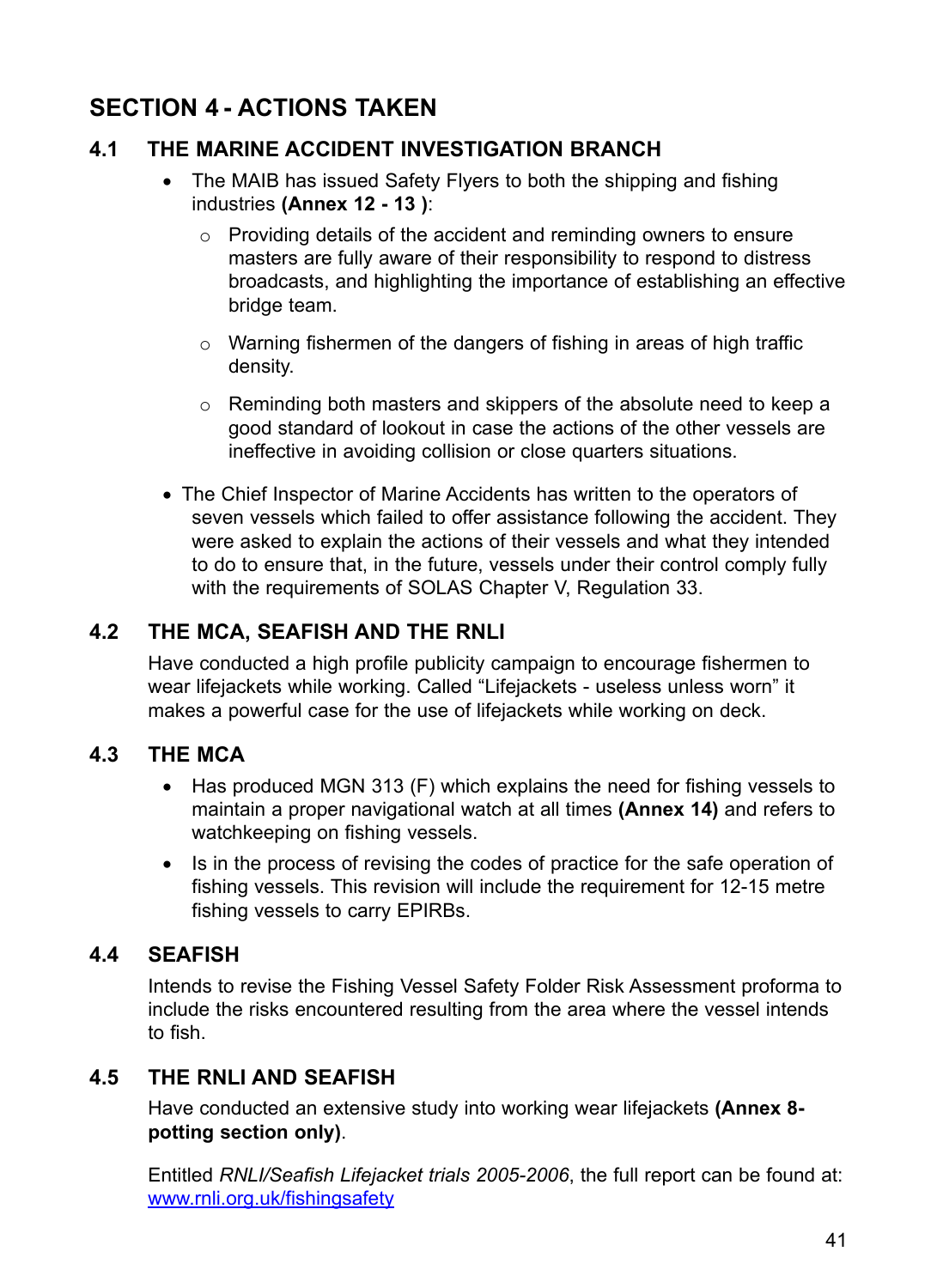# SECTION 4 - ACTIONS TAKEN

## 4.1 THE MARINE ACCIDENT INVESTIGATION BRANCH

- The MAIB has issued Safety Flyers to both the shipping and fishing industries **(Annex 12 - 13 )**:
  - Providing details of the accident and reminding owners to ensure masters are fully aware of their responsibility to respond to distress broadcasts, and highlighting the importance of establishing an effective bridge team.
  - Warning fishermen of the dangers of fishing in areas of high traffic density.
  - Reminding both masters and skippers of the absolute need to keep a good standard of lookout in case the actions of the other vessels are ineffective in avoiding collision or close quarters situations.
- The Chief Inspector of Marine Accidents has written to the operators of seven vessels which failed to offer assistance following the accident. They were asked to explain the actions of their vessels and what they intended to do to ensure that, in the future, vessels under their control comply fully with the requirements of SOLAS Chapter V, Regulation 33.

## 4.2 THE MCA, SEAFISH AND THE RNLI

Have conducted a high profile publicity campaign to encourage fishermen to wear lifejackets while working. Called "Lifejackets - useless unless worn" it makes a powerful case for the use of lifejackets while working on deck.

## 4.3 THE MCA

- Has produced MGN 313 (F) which explains the need for fishing vessels to maintain a proper navigational watch at all times **(Annex 14)** and refers to watchkeeping on fishing vessels.
- Is in the process of revising the codes of practice for the safe operation of fishing vessels. This revision will include the requirement for 12-15 metre fishing vessels to carry EPIRBs.

## 4.4 SEAFISH

Intends to revise the Fishing Vessel Safety Folder Risk Assessment proforma to include the risks encountered resulting from the area where the vessel intends to fish.

## 4.5 THE RNLI AND SEAFISH

Have conducted an extensive study into working wear lifejackets **(Annex 8- potting section only)**.

Entitled *RNLI/Seafish Lifejacket trials 2005-2006*, the full report can be found at: www.rnli.org.uk/fishingsafety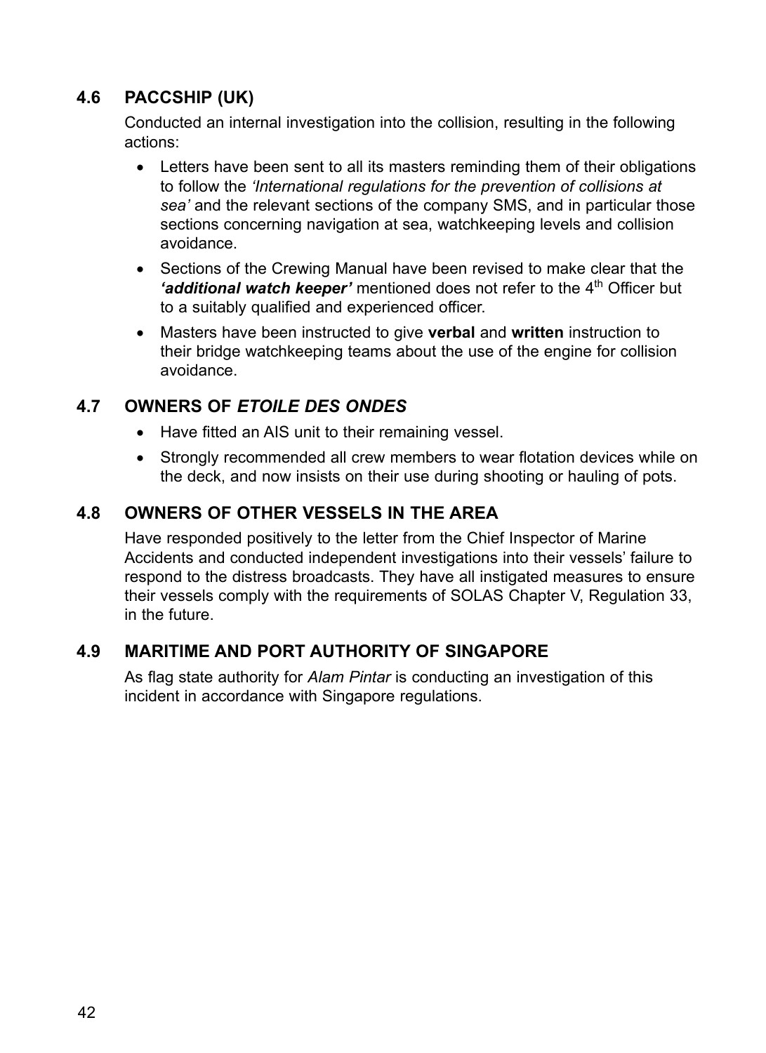## 4.6 PACCSHIP (UK)

Conducted an internal investigation into the collision, resulting in the following actions:

- Letters have been sent to all its masters reminding them of their obligations to follow the *'International regulations for the prevention of collisions at sea'* and the relevant sections of the company SMS, and in particular those sections concerning navigation at sea, watchkeeping levels and collision avoidance.
- Sections of the Crewing Manual have been revised to make clear that the ***'additional watch keeper'*** mentioned does not refer to the 4th Officer but to a suitably qualified and experienced officer.
- Masters have been instructed to give **verbal** and **written** instruction to their bridge watchkeeping teams about the use of the engine for collision avoidance.

## 4.7 OWNERS OF *ETOILE DES ONDES*

- Have fitted an AIS unit to their remaining vessel.
- Strongly recommended all crew members to wear flotation devices while on the deck, and now insists on their use during shooting or hauling of pots.

## 4.8 OWNERS OF OTHER VESSELS IN THE AREA

Have responded positively to the letter from the Chief Inspector of Marine Accidents and conducted independent investigations into their vessels' failure to respond to the distress broadcasts. They have all instigated measures to ensure their vessels comply with the requirements of SOLAS Chapter V, Regulation 33, in the future.

## 4.9 MARITIME AND PORT AUTHORITY OF SINGAPORE

As flag state authority for *Alam Pintar* is conducting an investigation of this incident in accordance with Singapore regulations.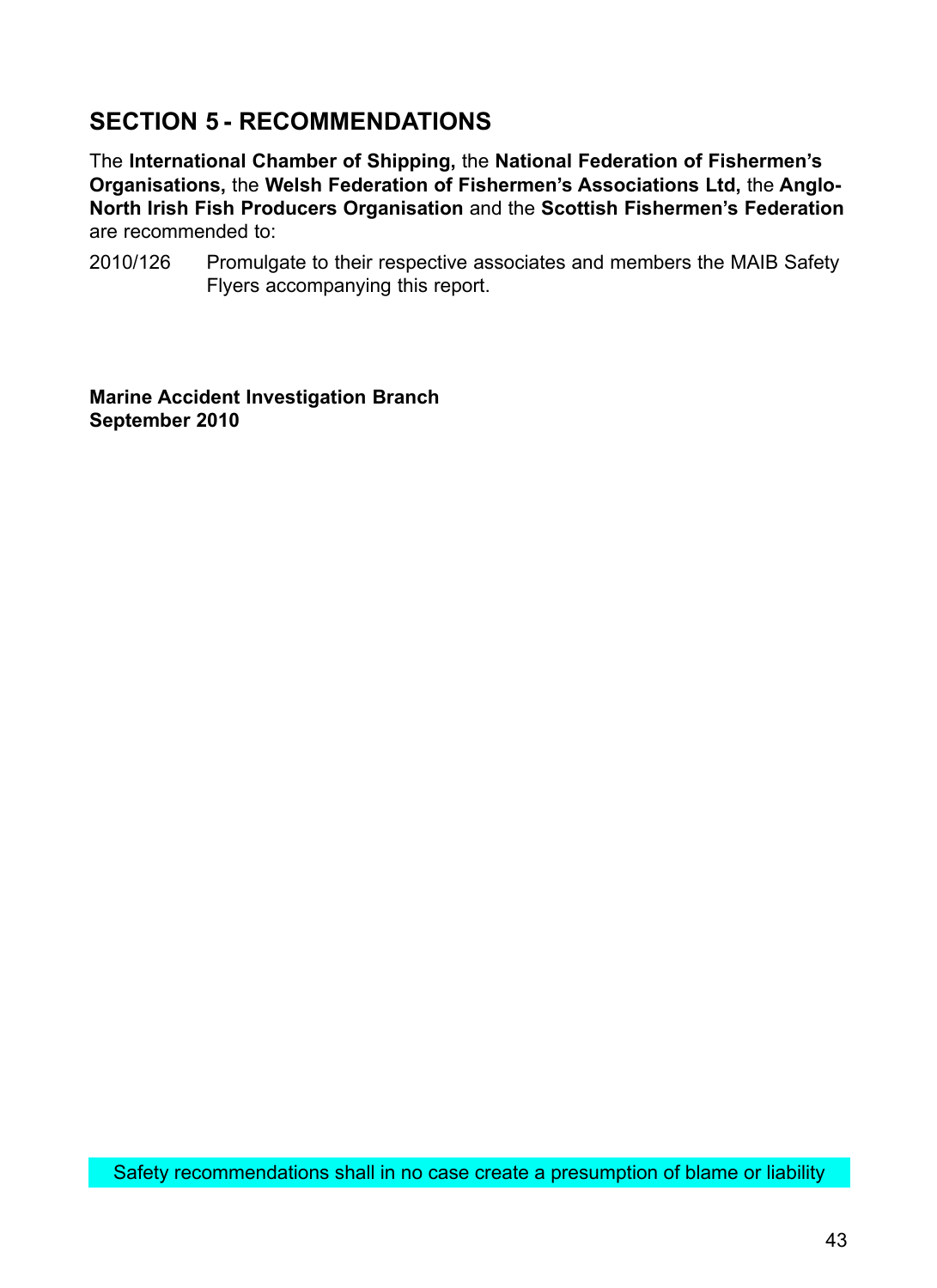## SECTION 5 - RECOMMENDATIONS

The **International Chamber of Shipping,** the **National Federation of Fishermen's Organisations,** the **Welsh Federation of Fishermen's Associations Ltd,** the **Anglo-North Irish Fish Producers Organisation** and the **Scottish Fishermen's Federation** are recommended to:

2010/126 Promulgate to their respective associates and members the MAIB Safety Flyers accompanying this report.

**Marine Accident Investigation Branch**
**September 2010**

Safety recommendations shall in no case create a presumption of blame or liability